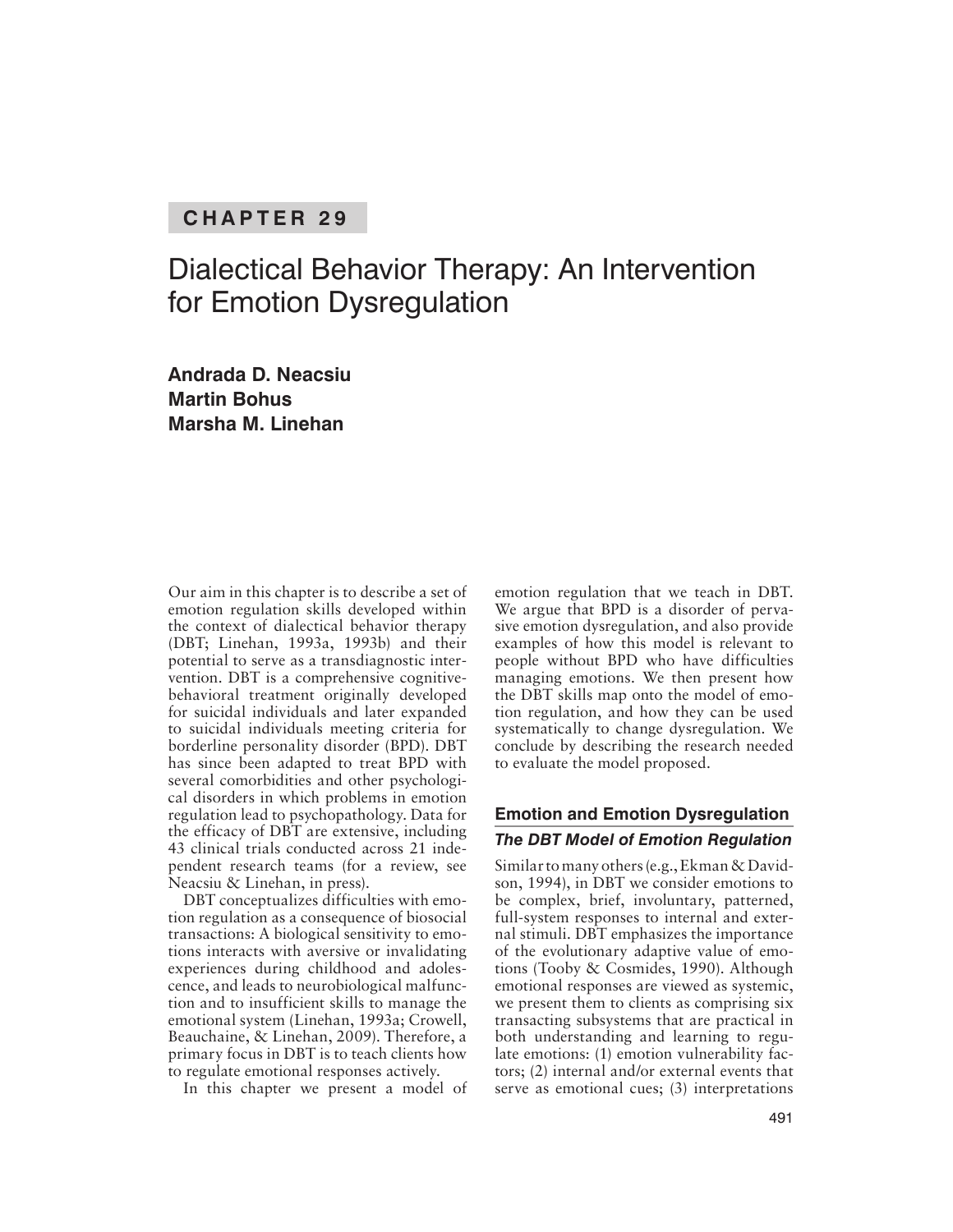# CHAPTER 29

# Dialectical Behavior Therapy: An Intervention for Emotion Dysregulation

**Andrada D. Neacsiu**
**Martin Bohus**
**Marsha M. Linehan**

Our aim in this chapter is to describe a set of emotion regulation skills developed within the context of dialectical behavior therapy (DBT; Linehan, 1993a, 1993b) and their potential to serve as a transdiagnostic intervention. DBT is a comprehensive cognitive-behavioral treatment originally developed for suicidal individuals and later expanded to suicidal individuals meeting criteria for borderline personality disorder (BPD). DBT has since been adapted to treat BPD with several comorbidities and other psychological disorders in which problems in emotion regulation lead to psychopathology. Data for the efficacy of DBT are extensive, including 43 clinical trials conducted across 21 independent research teams (for a review, see Neacsiu & Linehan, in press).

DBT conceptualizes difficulties with emotion regulation as a consequence of biosocial transactions: A biological sensitivity to emotions interacts with aversive or invalidating experiences during childhood and adolescence, and leads to neurobiological malfunction and to insufficient skills to manage the emotional system (Linehan, 1993a; Crowell, Beauchaine, & Linehan, 2009). Therefore, a primary focus in DBT is to teach clients how to regulate emotional responses actively.

In this chapter we present a model of emotion regulation that we teach in DBT. We argue that BPD is a disorder of pervasive emotion dysregulation, and also provide examples of how this model is relevant to people without BPD who have difficulties managing emotions. We then present how the DBT skills map onto the model of emotion regulation, and how they can be used systematically to change dysregulation. We conclude by describing the research needed to evaluate the model proposed.

## Emotion and Emotion Dysregulation

### *The DBT Model of Emotion Regulation*

Similar to many others (e.g., Ekman & Davidson, 1994), in DBT we consider emotions to be complex, brief, involuntary, patterned, full-system responses to internal and external stimuli. DBT emphasizes the importance of the evolutionary adaptive value of emotions (Tooby & Cosmides, 1990). Although emotional responses are viewed as systemic, we present them to clients as comprising six transacting subsystems that are practical in both understanding and learning to regulate emotions: (1) emotion vulnerability factors; (2) internal and/or external events that serve as emotional cues; (3) interpretations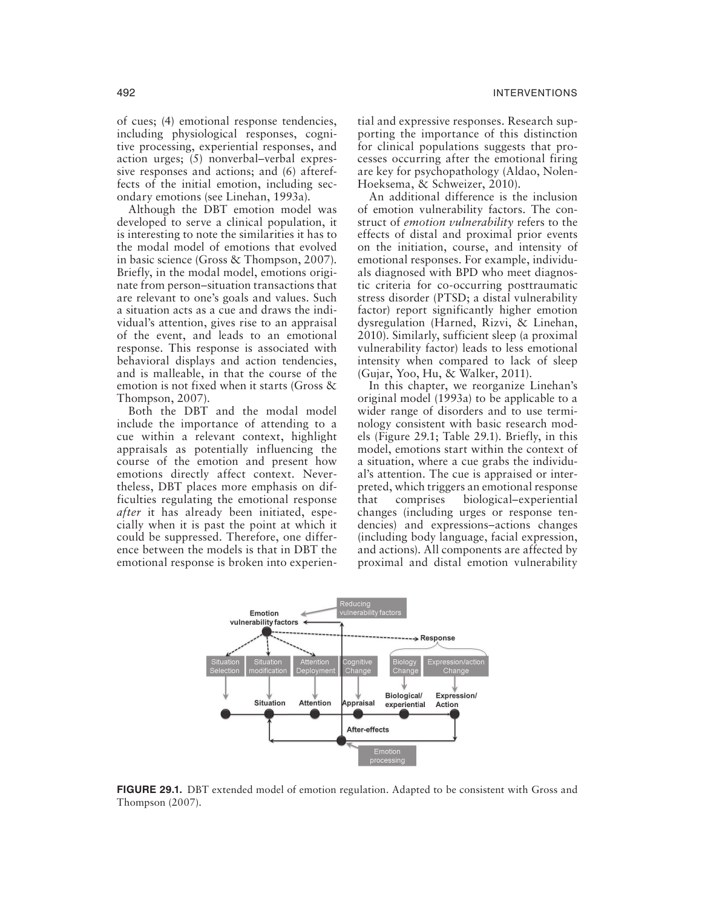of cues; (4) emotional response tendencies, including physiological responses, cognitive processing, experiential responses, and action urges; (5) nonverbal–verbal expressive responses and actions; and (6) aftereffects of the initial emotion, including secondary emotions (see Linehan, 1993a).

Although the DBT emotion model was developed to serve a clinical population, it is interesting to note the similarities it has to the modal model of emotions that evolved in basic science (Gross & Thompson, 2007). Briefly, in the modal model, emotions originate from person–situation transactions that are relevant to one's goals and values. Such a situation acts as a cue and draws the individual's attention, gives rise to an appraisal of the event, and leads to an emotional response. This response is associated with behavioral displays and action tendencies, and is malleable, in that the course of the emotion is not fixed when it starts (Gross & Thompson, 2007).

Both the DBT and the modal model include the importance of attending to a cue within a relevant context, highlight appraisals as potentially influencing the course of the emotion and present how emotions directly affect context. Nevertheless, DBT places more emphasis on difficulties regulating the emotional response *after* it has already been initiated, especially when it is past the point at which it could be suppressed. Therefore, one difference between the models is that in DBT the emotional response is broken into experiential and expressive responses. Research supporting the importance of this distinction for clinical populations suggests that processes occurring after the emotional firing are key for psychopathology (Aldao, Nolen-Hoeksema, & Schweizer, 2010).

An additional difference is the inclusion of emotion vulnerability factors. The construct of *emotion vulnerability* refers to the effects of distal and proximal prior events on the initiation, course, and intensity of emotional responses. For example, individuals diagnosed with BPD who meet diagnostic criteria for co-occurring posttraumatic stress disorder (PTSD; a distal vulnerability factor) report significantly higher emotion dysregulation (Harned, Rizvi, & Linehan, 2010). Similarly, sufficient sleep (a proximal vulnerability factor) leads to less emotional intensity when compared to lack of sleep (Gujar, Yoo, Hu, & Walker, 2011).

In this chapter, we reorganize Linehan's original model (1993a) to be applicable to a wider range of disorders and to use terminology consistent with basic research models (Figure 29.1; Table 29.1). Briefly, in this model, emotions start within the context of a situation, where a cue grabs the individual's attention. The cue is appraised or interpreted, which triggers an emotional response that comprises biological–experiential changes (including urges or response tendencies) and expressions–actions changes (including body language, facial expression, and actions). All components are affected by proximal and distal emotion vulnerability

**FIGURE 29.1.** DBT extended model of emotion regulation. Adapted to be consistent with Gross and Thompson (2007).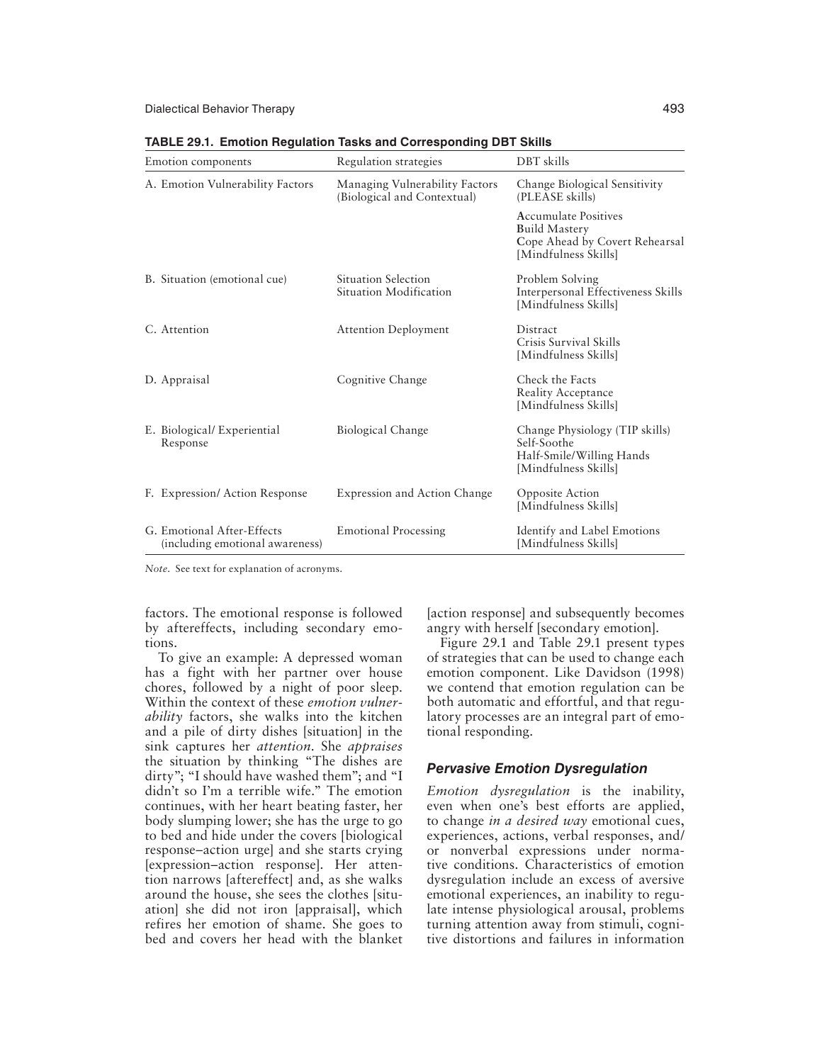**TABLE 29.1. Emotion Regulation Tasks and Corresponding DBT Skills**

| Emotion components | Regulation strategies | DBT skills |
|---|---|---|
| A. Emotion Vulnerability Factors | Managing Vulnerability Factors (Biological and Contextual) | Change Biological Sensitivity (PLEASE skills)<br>**A**ccumulate Positives<br>**B**uild Mastery<br>**C**ope Ahead by Covert Rehearsal<br>[Mindfulness Skills] |
| B. Situation (emotional cue) | Situation Selection<br>Situation Modification | Problem Solving<br>Interpersonal Effectiveness Skills<br>[Mindfulness Skills] |
| C. Attention | Attention Deployment | Distract<br>Crisis Survival Skills<br>[Mindfulness Skills] |
| D. Appraisal | Cognitive Change | Check the Facts<br>Reality Acceptance<br>[Mindfulness Skills] |
| E. Biological/ Experiential Response | Biological Change | Change Physiology (TIP skills)<br>Self-Soothe<br>Half-Smile/Willing Hands<br>[Mindfulness Skills] |
| F. Expression/ Action Response | Expression and Action Change | Opposite Action<br>[Mindfulness Skills] |
| G. Emotional After-Effects (including emotional awareness) | Emotional Processing | Identify and Label Emotions<br>[Mindfulness Skills] |

*Note*. See text for explanation of acronyms.

factors. The emotional response is followed by aftereffects, including secondary emotions.

To give an example: A depressed woman has a fight with her partner over house chores, followed by a night of poor sleep. Within the context of these *emotion vulnerability* factors, she walks into the kitchen and a pile of dirty dishes [situation] in the sink captures her *attention*. She *appraises* the situation by thinking "The dishes are dirty"; "I should have washed them"; and "I didn't so I'm a terrible wife." The emotion continues, with her heart beating faster, her body slumping lower; she has the urge to go to bed and hide under the covers [biological response–action urge] and she starts crying [expression–action response]. Her attention narrows [aftereffect] and, as she walks around the house, she sees the clothes [situation] she did not iron [appraisal], which refires her emotion of shame. She goes to bed and covers her head with the blanket [action response] and subsequently becomes angry with herself [secondary emotion].

Figure 29.1 and Table 29.1 present types of strategies that can be used to change each emotion component. Like Davidson (1998) we contend that emotion regulation can be both automatic and effortful, and that regulatory processes are an integral part of emotional responding.

### Pervasive Emotion Dysregulation

*Emotion dysregulation* is the inability, even when one's best efforts are applied, to change *in a desired way* emotional cues, experiences, actions, verbal responses, and/or nonverbal expressions under normative conditions. Characteristics of emotion dysregulation include an excess of aversive emotional experiences, an inability to regulate intense physiological arousal, problems turning attention away from stimuli, cognitive distortions and failures in information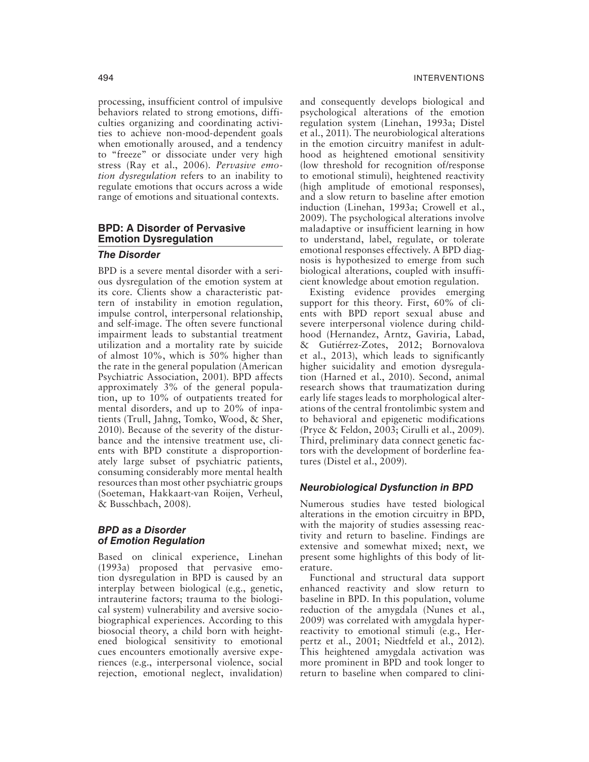processing, insufficient control of impulsive behaviors related to strong emotions, difficulties organizing and coordinating activities to achieve non-mood-dependent goals when emotionally aroused, and a tendency to "freeze" or dissociate under very high stress (Ray et al., 2006). *Pervasive emotion dysregulation* refers to an inability to regulate emotions that occurs across a wide range of emotions and situational contexts.

## BPD: A Disorder of Pervasive Emotion Dysregulation

### *The Disorder*

BPD is a severe mental disorder with a serious dysregulation of the emotion system at its core. Clients show a characteristic pattern of instability in emotion regulation, impulse control, interpersonal relationship, and self-image. The often severe functional impairment leads to substantial treatment utilization and a mortality rate by suicide of almost 10%, which is 50% higher than the rate in the general population (American Psychiatric Association, 2001). BPD affects approximately 3% of the general population, up to 10% of outpatients treated for mental disorders, and up to 20% of inpatients (Trull, Jahng, Tomko, Wood, & Sher, 2010). Because of the severity of the disturbance and the intensive treatment use, clients with BPD constitute a disproportionately large subset of psychiatric patients, consuming considerably more mental health resources than most other psychiatric groups (Soeteman, Hakkaart-van Roijen, Verheul, & Busschbach, 2008).

### *BPD as a Disorder of Emotion Regulation*

Based on clinical experience, Linehan (1993a) proposed that pervasive emotion dysregulation in BPD is caused by an interplay between biological (e.g., genetic, intrauterine factors; trauma to the biological system) vulnerability and aversive sociobiographical experiences. According to this biosocial theory, a child born with heightened biological sensitivity to emotional cues encounters emotionally aversive experiences (e.g., interpersonal violence, social rejection, emotional neglect, invalidation) and consequently develops biological and psychological alterations of the emotion regulation system (Linehan, 1993a; Distel et al., 2011). The neurobiological alterations in the emotion circuitry manifest in adulthood as heightened emotional sensitivity (low threshold for recognition of/response to emotional stimuli), heightened reactivity (high amplitude of emotional responses), and a slow return to baseline after emotion induction (Linehan, 1993a; Crowell et al., 2009). The psychological alterations involve maladaptive or insufficient learning in how to understand, label, regulate, or tolerate emotional responses effectively. A BPD diagnosis is hypothesized to emerge from such biological alterations, coupled with insufficient knowledge about emotion regulation.

Existing evidence provides emerging support for this theory. First, 60% of clients with BPD report sexual abuse and severe interpersonal violence during childhood (Hernandez, Arntz, Gaviria, Labad, & Gutiérrez-Zotes, 2012; Bornovalova et al., 2013), which leads to significantly higher suicidality and emotion dysregulation (Harned et al., 2010). Second, animal research shows that traumatization during early life stages leads to morphological alterations of the central frontolimbic system and to behavioral and epigenetic modifications (Pryce & Feldon, 2003; Cirulli et al., 2009). Third, preliminary data connect genetic factors with the development of borderline features (Distel et al., 2009).

### *Neurobiological Dysfunction in BPD*

Numerous studies have tested biological alterations in the emotion circuitry in BPD, with the majority of studies assessing reactivity and return to baseline. Findings are extensive and somewhat mixed; next, we present some highlights of this body of literature.

Functional and structural data support enhanced reactivity and slow return to baseline in BPD. In this population, volume reduction of the amygdala (Nunes et al., 2009) was correlated with amygdala hyperreactivity to emotional stimuli (e.g., Herpertz et al., 2001; Niedtfeld et al., 2012). This heightened amygdala activation was more prominent in BPD and took longer to return to baseline when compared to clini-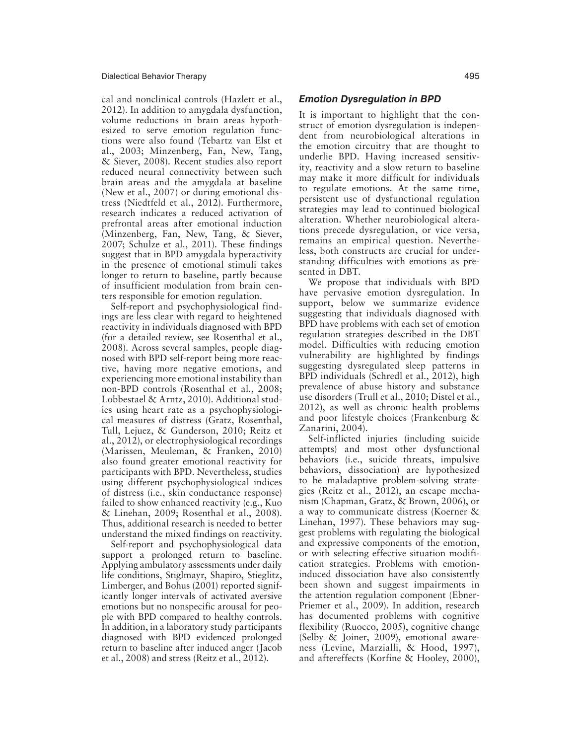cal and nonclinical controls (Hazlett et al., 2012). In addition to amygdala dysfunction, volume reductions in brain areas hypothesized to serve emotion regulation functions were also found (Tebartz van Elst et al., 2003; Minzenberg, Fan, New, Tang, & Siever, 2008). Recent studies also report reduced neural connectivity between such brain areas and the amygdala at baseline (New et al., 2007) or during emotional distress (Niedtfeld et al., 2012). Furthermore, research indicates a reduced activation of prefrontal areas after emotional induction (Minzenberg, Fan, New, Tang, & Siever, 2007; Schulze et al., 2011). These findings suggest that in BPD amygdala hyperactivity in the presence of emotional stimuli takes longer to return to baseline, partly because of insufficient modulation from brain centers responsible for emotion regulation.

Self-report and psychophysiological findings are less clear with regard to heightened reactivity in individuals diagnosed with BPD (for a detailed review, see Rosenthal et al., 2008). Across several samples, people diagnosed with BPD self-report being more reactive, having more negative emotions, and experiencing more emotional instability than non-BPD controls (Rosenthal et al., 2008; Lobbestael & Arntz, 2010). Additional studies using heart rate as a psychophysiological measures of distress (Gratz, Rosenthal, Tull, Lejuez, & Gunderson, 2010; Reitz et al., 2012), or electrophysiological recordings (Marissen, Meuleman, & Franken, 2010) also found greater emotional reactivity for participants with BPD. Nevertheless, studies using different psychophysiological indices of distress (i.e., skin conductance response) failed to show enhanced reactivity (e.g., Kuo & Linehan, 2009; Rosenthal et al., 2008). Thus, additional research is needed to better understand the mixed findings on reactivity.

Self-report and psychophysiological data support a prolonged return to baseline. Applying ambulatory assessments under daily life conditions, Stiglmayr, Shapiro, Stieglitz, Limberger, and Bohus (2001) reported significantly longer intervals of activated aversive emotions but no nonspecific arousal for people with BPD compared to healthy controls. In addition, in a laboratory study participants diagnosed with BPD evidenced prolonged return to baseline after induced anger (Jacob et al., 2008) and stress (Reitz et al., 2012).

### *Emotion Dysregulation in BPD*

It is important to highlight that the construct of emotion dysregulation is independent from neurobiological alterations in the emotion circuitry that are thought to underlie BPD. Having increased sensitivity, reactivity and a slow return to baseline may make it more difficult for individuals to regulate emotions. At the same time, persistent use of dysfunctional regulation strategies may lead to continued biological alteration. Whether neurobiological alterations precede dysregulation, or vice versa, remains an empirical question. Nevertheless, both constructs are crucial for understanding difficulties with emotions as presented in DBT.

We propose that individuals with BPD have pervasive emotion dysregulation. In support, below we summarize evidence suggesting that individuals diagnosed with BPD have problems with each set of emotion regulation strategies described in the DBT model. Difficulties with reducing emotion vulnerability are highlighted by findings suggesting dysregulated sleep patterns in BPD individuals (Schredl et al., 2012), high prevalence of abuse history and substance use disorders (Trull et al., 2010; Distel et al., 2012), as well as chronic health problems and poor lifestyle choices (Frankenburg & Zanarini, 2004).

Self-inflicted injuries (including suicide attempts) and most other dysfunctional behaviors (i.e., suicide threats, impulsive behaviors, dissociation) are hypothesized to be maladaptive problem-solving strategies (Reitz et al., 2012), an escape mechanism (Chapman, Gratz, & Brown, 2006), or a way to communicate distress (Koerner & Linehan, 1997). These behaviors may suggest problems with regulating the biological and expressive components of the emotion, or with selecting effective situation modification strategies. Problems with emotion-induced dissociation have also consistently been shown and suggest impairments in the attention regulation component (Ebner-Priemer et al., 2009). In addition, research has documented problems with cognitive flexibility (Ruocco, 2005), cognitive change (Selby & Joiner, 2009), emotional awareness (Levine, Marzialli, & Hood, 1997), and aftereffects (Korfine & Hooley, 2000),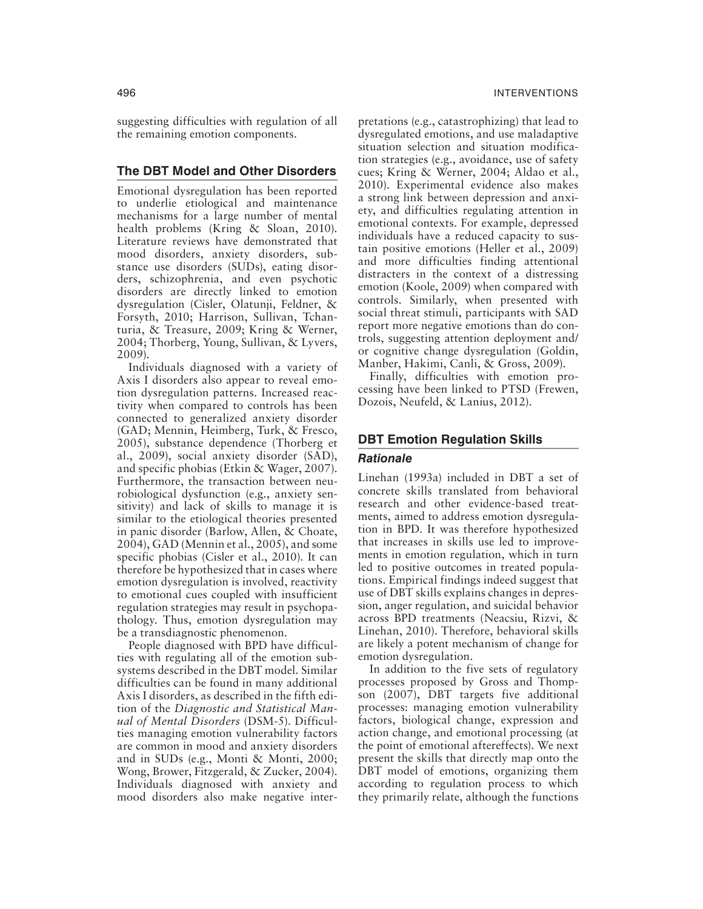suggesting difficulties with regulation of all the remaining emotion components.

## The DBT Model and Other Disorders

Emotional dysregulation has been reported to underlie etiological and maintenance mechanisms for a large number of mental health problems (Kring & Sloan, 2010). Literature reviews have demonstrated that mood disorders, anxiety disorders, substance use disorders (SUDs), eating disorders, schizophrenia, and even psychotic disorders are directly linked to emotion dysregulation (Cisler, Olatunji, Feldner, & Forsyth, 2010; Harrison, Sullivan, Tchanturia, & Treasure, 2009; Kring & Werner, 2004; Thorberg, Young, Sullivan, & Lyvers, 2009).

Individuals diagnosed with a variety of Axis I disorders also appear to reveal emotion dysregulation patterns. Increased reactivity when compared to controls has been connected to generalized anxiety disorder (GAD; Mennin, Heimberg, Turk, & Fresco, 2005), substance dependence (Thorberg et al., 2009), social anxiety disorder (SAD), and specific phobias (Etkin & Wager, 2007). Furthermore, the transaction between neurobiological dysfunction (e.g., anxiety sensitivity) and lack of skills to manage it is similar to the etiological theories presented in panic disorder (Barlow, Allen, & Choate, 2004), GAD (Mennin et al., 2005), and some specific phobias (Cisler et al., 2010). It can therefore be hypothesized that in cases where emotion dysregulation is involved, reactivity to emotional cues coupled with insufficient regulation strategies may result in psychopathology. Thus, emotion dysregulation may be a transdiagnostic phenomenon.

People diagnosed with BPD have difficulties with regulating all of the emotion subsystems described in the DBT model. Similar difficulties can be found in many additional Axis I disorders, as described in the fifth edition of the *Diagnostic and Statistical Manual of Mental Disorders* (DSM-5). Difficulties managing emotion vulnerability factors are common in mood and anxiety disorders and in SUDs (e.g., Monti & Monti, 2000; Wong, Brower, Fitzgerald, & Zucker, 2004). Individuals diagnosed with anxiety and mood disorders also make negative interpretations (e.g., catastrophizing) that lead to dysregulated emotions, and use maladaptive situation selection and situation modification strategies (e.g., avoidance, use of safety cues; Kring & Werner, 2004; Aldao et al., 2010). Experimental evidence also makes a strong link between depression and anxiety, and difficulties regulating attention in emotional contexts. For example, depressed individuals have a reduced capacity to sustain positive emotions (Heller et al., 2009) and more difficulties finding attentional distracters in the context of a distressing emotion (Koole, 2009) when compared with controls. Similarly, when presented with social threat stimuli, participants with SAD report more negative emotions than do controls, suggesting attention deployment and/or cognitive change dysregulation (Goldin, Manber, Hakimi, Canli, & Gross, 2009).

Finally, difficulties with emotion processing have been linked to PTSD (Frewen, Dozois, Neufeld, & Lanius, 2012).

## DBT Emotion Regulation Skills

### *Rationale*

Linehan (1993a) included in DBT a set of concrete skills translated from behavioral research and other evidence-based treatments, aimed to address emotion dysregulation in BPD. It was therefore hypothesized that increases in skills use led to improvements in emotion regulation, which in turn led to positive outcomes in treated populations. Empirical findings indeed suggest that use of DBT skills explains changes in depression, anger regulation, and suicidal behavior across BPD treatments (Neacsiu, Rizvi, & Linehan, 2010). Therefore, behavioral skills are likely a potent mechanism of change for emotion dysregulation.

In addition to the five sets of regulatory processes proposed by Gross and Thompson (2007), DBT targets five additional processes: managing emotion vulnerability factors, biological change, expression and action change, and emotional processing (at the point of emotional aftereffects). We next present the skills that directly map onto the DBT model of emotions, organizing them according to regulation process to which they primarily relate, although the functions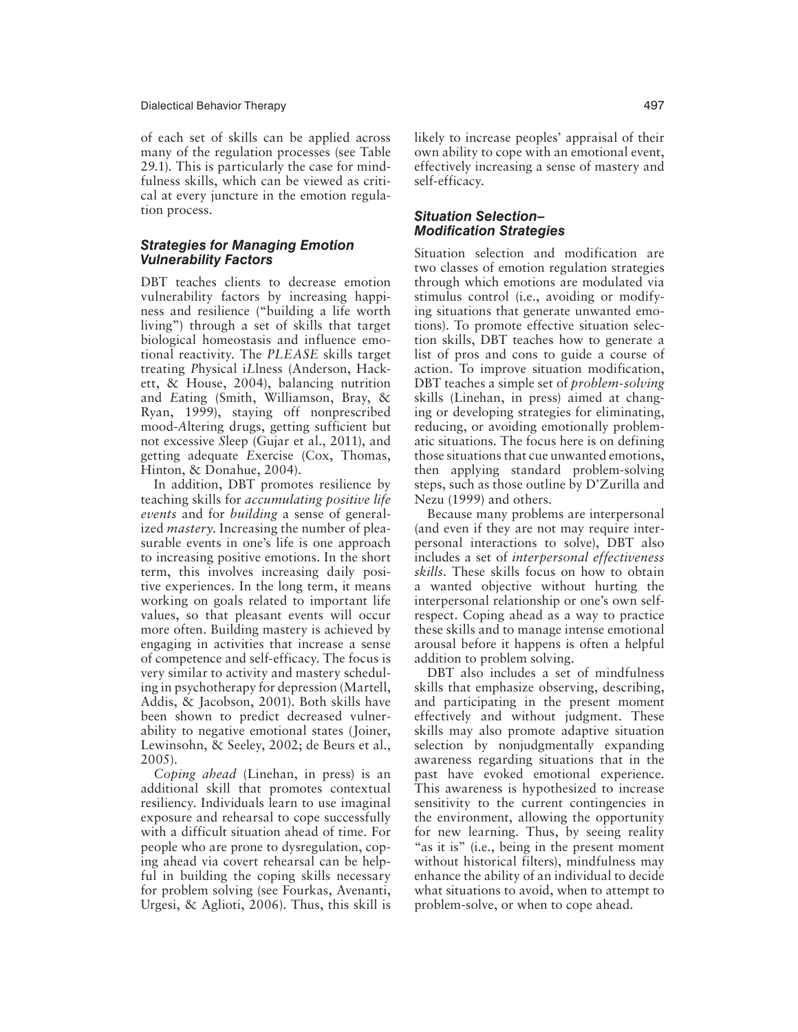of each set of skills can be applied across many of the regulation processes (see Table 29.1). This is particularly the case for mindfulness skills, which can be viewed as critical at every juncture in the emotion regulation process.

### *Strategies for Managing Emotion Vulnerability Factors*

DBT teaches clients to decrease emotion vulnerability factors by increasing happiness and resilience ("building a life worth living") through a set of skills that target biological homeostasis and influence emotional reactivity. The *PLEASE* skills target treating *P*hysical i*L*lness (Anderson, Hackett, & House, 2004), balancing nutrition and *E*ating (Smith, Williamson, Bray, & Ryan, 1999), staying off nonprescribed mood-*A*ltering drugs, getting sufficient but not excessive *S*leep (Gujar et al., 2011), and getting adequate *E*xercise (Cox, Thomas, Hinton, & Donahue, 2004).

In addition, DBT promotes resilience by teaching skills for *accumulating positive life events* and for *building* a sense of generalized *mastery*. Increasing the number of pleasurable events in one's life is one approach to increasing positive emotions. In the short term, this involves increasing daily positive experiences. In the long term, it means working on goals related to important life values, so that pleasant events will occur more often. Building mastery is achieved by engaging in activities that increase a sense of competence and self-efficacy. The focus is very similar to activity and mastery scheduling in psychotherapy for depression (Martell, Addis, & Jacobson, 2001). Both skills have been shown to predict decreased vulnerability to negative emotional states (Joiner, Lewinsohn, & Seeley, 2002; de Beurs et al., 2005).

*Coping ahead* (Linehan, in press) is an additional skill that promotes contextual resiliency. Individuals learn to use imaginal exposure and rehearsal to cope successfully with a difficult situation ahead of time. For people who are prone to dysregulation, coping ahead via covert rehearsal can be helpful in building the coping skills necessary for problem solving (see Fourkas, Avenanti, Urgesi, & Aglioti, 2006). Thus, this skill is likely to increase peoples' appraisal of their own ability to cope with an emotional event, effectively increasing a sense of mastery and self-efficacy.

### *Situation Selection–Modification Strategies*

Situation selection and modification are two classes of emotion regulation strategies through which emotions are modulated via stimulus control (i.e., avoiding or modifying situations that generate unwanted emotions). To promote effective situation selection skills, DBT teaches how to generate a list of pros and cons to guide a course of action. To improve situation modification, DBT teaches a simple set of *problem-solving* skills (Linehan, in press) aimed at changing or developing strategies for eliminating, reducing, or avoiding emotionally problematic situations. The focus here is on defining those situations that cue unwanted emotions, then applying standard problem-solving steps, such as those outline by D'Zurilla and Nezu (1999) and others.

Because many problems are interpersonal (and even if they are not may require interpersonal interactions to solve), DBT also includes a set of *interpersonal effectiveness skills*. These skills focus on how to obtain a wanted objective without hurting the interpersonal relationship or one's own self-respect. Coping ahead as a way to practice these skills and to manage intense emotional arousal before it happens is often a helpful addition to problem solving.

DBT also includes a set of mindfulness skills that emphasize observing, describing, and participating in the present moment effectively and without judgment. These skills may also promote adaptive situation selection by nonjudgmentally expanding awareness regarding situations that in the past have evoked emotional experience. This awareness is hypothesized to increase sensitivity to the current contingencies in the environment, allowing the opportunity for new learning. Thus, by seeing reality "as it is" (i.e., being in the present moment without historical filters), mindfulness may enhance the ability of an individual to decide what situations to avoid, when to attempt to problem-solve, or when to cope ahead.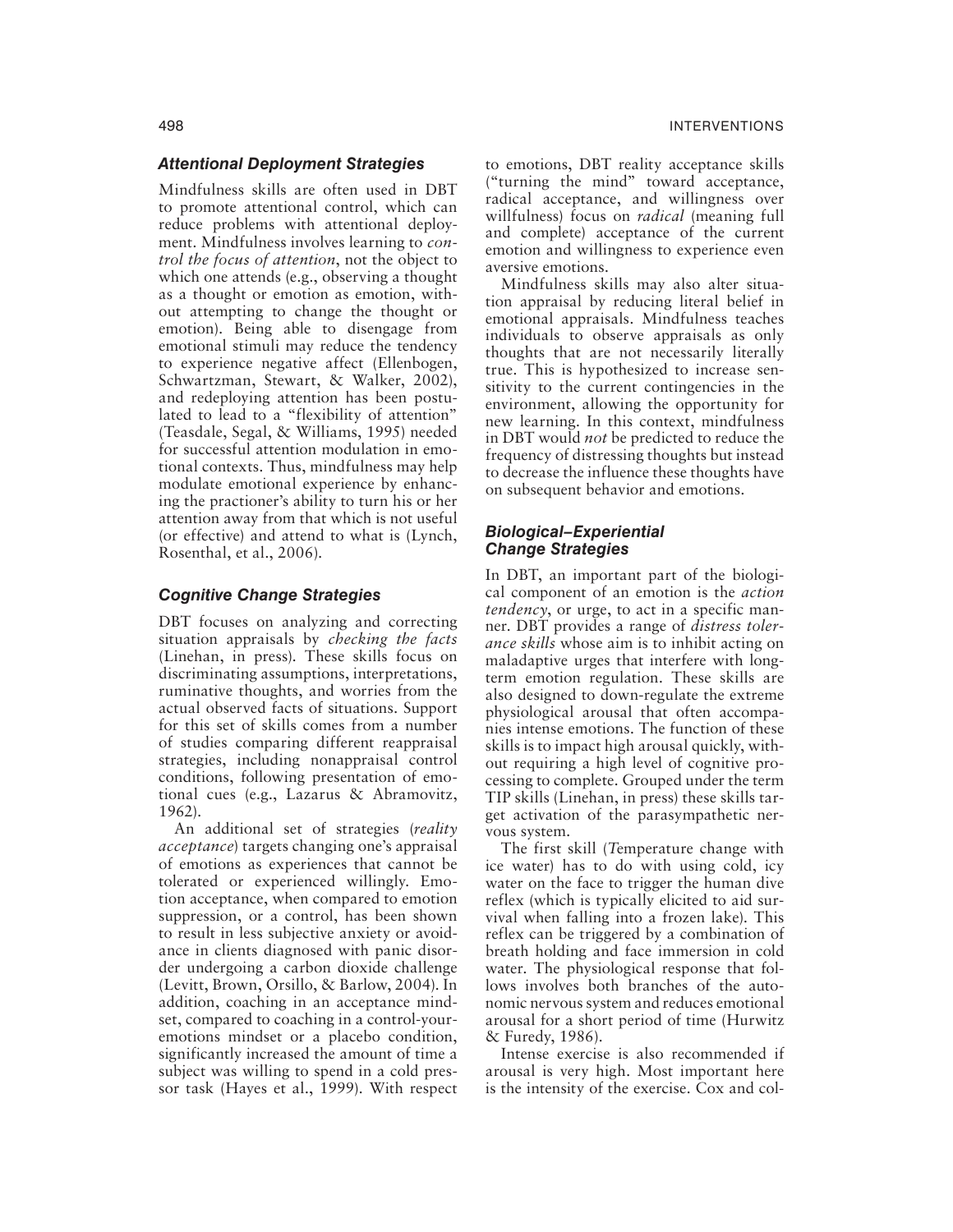### *Attentional Deployment Strategies*

Mindfulness skills are often used in DBT to promote attentional control, which can reduce problems with attentional deployment. Mindfulness involves learning to *control the focus of attention*, not the object to which one attends (e.g., observing a thought as a thought or emotion as emotion, without attempting to change the thought or emotion). Being able to disengage from emotional stimuli may reduce the tendency to experience negative affect (Ellenbogen, Schwartzman, Stewart, & Walker, 2002), and redeploying attention has been postulated to lead to a "flexibility of attention" (Teasdale, Segal, & Williams, 1995) needed for successful attention modulation in emotional contexts. Thus, mindfulness may help modulate emotional experience by enhancing the practioner's ability to turn his or her attention away from that which is not useful (or effective) and attend to what is (Lynch, Rosenthal, et al., 2006).

### *Cognitive Change Strategies*

DBT focuses on analyzing and correcting situation appraisals by *checking the facts* (Linehan, in press). These skills focus on discriminating assumptions, interpretations, ruminative thoughts, and worries from the actual observed facts of situations. Support for this set of skills comes from a number of studies comparing different reappraisal strategies, including nonappraisal control conditions, following presentation of emotional cues (e.g., Lazarus & Abramovitz, 1962).

An additional set of strategies (*reality acceptance*) targets changing one's appraisal of emotions as experiences that cannot be tolerated or experienced willingly. Emotion acceptance, when compared to emotion suppression, or a control, has been shown to result in less subjective anxiety or avoidance in clients diagnosed with panic disorder undergoing a carbon dioxide challenge (Levitt, Brown, Orsillo, & Barlow, 2004). In addition, coaching in an acceptance mindset, compared to coaching in a control-your-emotions mindset or a placebo condition, significantly increased the amount of time a subject was willing to spend in a cold pressor task (Hayes et al., 1999). With respect to emotions, DBT reality acceptance skills ("turning the mind" toward acceptance, radical acceptance, and willingness over willfulness) focus on *radical* (meaning full and complete) acceptance of the current emotion and willingness to experience even aversive emotions.

Mindfulness skills may also alter situation appraisal by reducing literal belief in emotional appraisals. Mindfulness teaches individuals to observe appraisals as only thoughts that are not necessarily literally true. This is hypothesized to increase sensitivity to the current contingencies in the environment, allowing the opportunity for new learning. In this context, mindfulness in DBT would *not* be predicted to reduce the frequency of distressing thoughts but instead to decrease the influence these thoughts have on subsequent behavior and emotions.

### *Biological–Experiential Change Strategies*

In DBT, an important part of the biological component of an emotion is the *action tendency*, or urge, to act in a specific manner. DBT provides a range of *distress tolerance skills* whose aim is to inhibit acting on maladaptive urges that interfere with long-term emotion regulation. These skills are also designed to down-regulate the extreme physiological arousal that often accompanies intense emotions. The function of these skills is to impact high arousal quickly, without requiring a high level of cognitive processing to complete. Grouped under the term TIP skills (Linehan, in press) these skills target activation of the parasympathetic nervous system.

The first skill (*T*emperature change with ice water) has to do with using cold, icy water on the face to trigger the human dive reflex (which is typically elicited to aid survival when falling into a frozen lake). This reflex can be triggered by a combination of breath holding and face immersion in cold water. The physiological response that follows involves both branches of the autonomic nervous system and reduces emotional arousal for a short period of time (Hurwitz & Furedy, 1986).

Intense exercise is also recommended if arousal is very high. Most important here is the intensity of the exercise. Cox and col-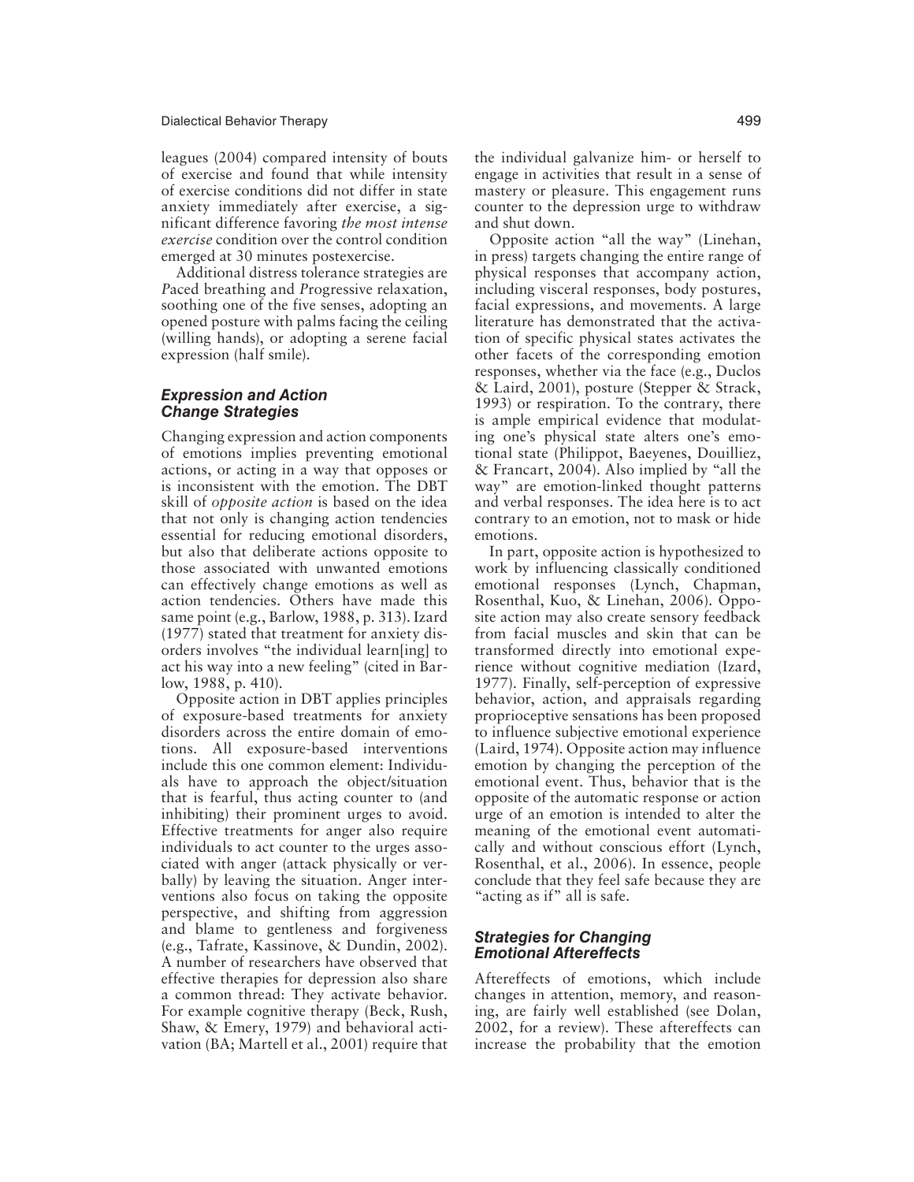leagues (2004) compared intensity of bouts of exercise and found that while intensity of exercise conditions did not differ in state anxiety immediately after exercise, a significant difference favoring *the most intense exercise* condition over the control condition emerged at 30 minutes postexercise.

Additional distress tolerance strategies are *P*aced breathing and *P*rogressive relaxation, soothing one of the five senses, adopting an opened posture with palms facing the ceiling (willing hands), or adopting a serene facial expression (half smile).

### *Expression and Action Change Strategies*

Changing expression and action components of emotions implies preventing emotional actions, or acting in a way that opposes or is inconsistent with the emotion. The DBT skill of *opposite action* is based on the idea that not only is changing action tendencies essential for reducing emotional disorders, but also that deliberate actions opposite to those associated with unwanted emotions can effectively change emotions as well as action tendencies. Others have made this same point (e.g., Barlow, 1988, p. 313). Izard (1977) stated that treatment for anxiety disorders involves "the individual learn[ing] to act his way into a new feeling" (cited in Barlow, 1988, p. 410).

Opposite action in DBT applies principles of exposure-based treatments for anxiety disorders across the entire domain of emotions. All exposure-based interventions include this one common element: Individuals have to approach the object/situation that is fearful, thus acting counter to (and inhibiting) their prominent urges to avoid. Effective treatments for anger also require individuals to act counter to the urges associated with anger (attack physically or verbally) by leaving the situation. Anger interventions also focus on taking the opposite perspective, and shifting from aggression and blame to gentleness and forgiveness (e.g., Tafrate, Kassinove, & Dundin, 2002). A number of researchers have observed that effective therapies for depression also share a common thread: They activate behavior. For example cognitive therapy (Beck, Rush, Shaw, & Emery, 1979) and behavioral activation (BA; Martell et al., 2001) require that the individual galvanize him- or herself to engage in activities that result in a sense of mastery or pleasure. This engagement runs counter to the depression urge to withdraw and shut down.

Opposite action "all the way" (Linehan, in press) targets changing the entire range of physical responses that accompany action, including visceral responses, body postures, facial expressions, and movements. A large literature has demonstrated that the activation of specific physical states activates the other facets of the corresponding emotion responses, whether via the face (e.g., Duclos & Laird, 2001), posture (Stepper & Strack, 1993) or respiration. To the contrary, there is ample empirical evidence that modulating one's physical state alters one's emotional state (Philippot, Baeyenes, Douilliez, & Francart, 2004). Also implied by "all the way" are emotion-linked thought patterns and verbal responses. The idea here is to act contrary to an emotion, not to mask or hide emotions.

In part, opposite action is hypothesized to work by influencing classically conditioned emotional responses (Lynch, Chapman, Rosenthal, Kuo, & Linehan, 2006). Opposite action may also create sensory feedback from facial muscles and skin that can be transformed directly into emotional experience without cognitive mediation (Izard, 1977). Finally, self-perception of expressive behavior, action, and appraisals regarding proprioceptive sensations has been proposed to influence subjective emotional experience (Laird, 1974). Opposite action may influence emotion by changing the perception of the emotional event. Thus, behavior that is the opposite of the automatic response or action urge of an emotion is intended to alter the meaning of the emotional event automatically and without conscious effort (Lynch, Rosenthal, et al., 2006). In essence, people conclude that they feel safe because they are "acting as if" all is safe.

### *Strategies for Changing Emotional Aftereffects*

Aftereffects of emotions, which include changes in attention, memory, and reasoning, are fairly well established (see Dolan, 2002, for a review). These aftereffects can increase the probability that the emotion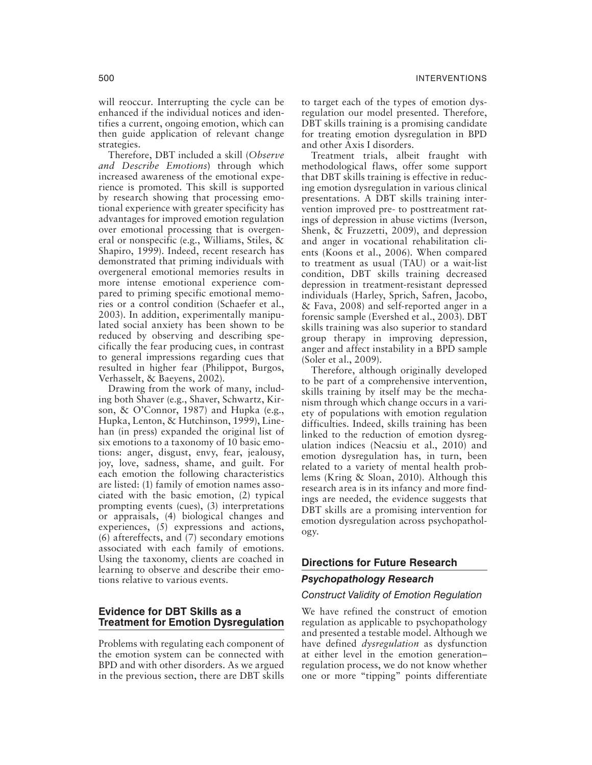will reoccur. Interrupting the cycle can be enhanced if the individual notices and identifies a current, ongoing emotion, which can then guide application of relevant change strategies.

Therefore, DBT included a skill (*Observe and Describe Emotions*) through which increased awareness of the emotional experience is promoted. This skill is supported by research showing that processing emotional experience with greater specificity has advantages for improved emotion regulation over emotional processing that is overgeneral or nonspecific (e.g., Williams, Stiles, & Shapiro, 1999). Indeed, recent research has demonstrated that priming individuals with overgeneral emotional memories results in more intense emotional experience compared to priming specific emotional memories or a control condition (Schaefer et al., 2003). In addition, experimentally manipulated social anxiety has been shown to be reduced by observing and describing specifically the fear producing cues, in contrast to general impressions regarding cues that resulted in higher fear (Philippot, Burgos, Verhasselt, & Baeyens, 2002).

Drawing from the work of many, including both Shaver (e.g., Shaver, Schwartz, Kirson, & O'Connor, 1987) and Hupka (e.g., Hupka, Lenton, & Hutchinson, 1999), Linehan (in press) expanded the original list of six emotions to a taxonomy of 10 basic emotions: anger, disgust, envy, fear, jealousy, joy, love, sadness, shame, and guilt. For each emotion the following characteristics are listed: (1) family of emotion names associated with the basic emotion, (2) typical prompting events (cues), (3) interpretations or appraisals, (4) biological changes and experiences, (5) expressions and actions, (6) aftereffects, and (7) secondary emotions associated with each family of emotions. Using the taxonomy, clients are coached in learning to observe and describe their emotions relative to various events.

## Evidence for DBT Skills as a Treatment for Emotion Dysregulation

Problems with regulating each component of the emotion system can be connected with BPD and with other disorders. As we argued in the previous section, there are DBT skills to target each of the types of emotion dysregulation our model presented. Therefore, DBT skills training is a promising candidate for treating emotion dysregulation in BPD and other Axis I disorders.

Treatment trials, albeit fraught with methodological flaws, offer some support that DBT skills training is effective in reducing emotion dysregulation in various clinical presentations. A DBT skills training intervention improved pre- to posttreatment ratings of depression in abuse victims (Iverson, Shenk, & Fruzzetti, 2009), and depression and anger in vocational rehabilitation clients (Koons et al., 2006). When compared to treatment as usual (TAU) or a wait-list condition, DBT skills training decreased depression in treatment-resistant depressed individuals (Harley, Sprich, Safren, Jacobo, & Fava, 2008) and self-reported anger in a forensic sample (Evershed et al., 2003). DBT skills training was also superior to standard group therapy in improving depression, anger and affect instability in a BPD sample (Soler et al., 2009).

Therefore, although originally developed to be part of a comprehensive intervention, skills training by itself may be the mechanism through which change occurs in a variety of populations with emotion regulation difficulties. Indeed, skills training has been linked to the reduction of emotion dysregulation indices (Neacsiu et al., 2010) and emotion dysregulation has, in turn, been related to a variety of mental health problems (Kring & Sloan, 2010). Although this research area is in its infancy and more findings are needed, the evidence suggests that DBT skills are a promising intervention for emotion dysregulation across psychopathology.

## Directions for Future Research

### *Psychopathology Research*

#### *Construct Validity of Emotion Regulation*

We have refined the construct of emotion regulation as applicable to psychopathology and presented a testable model. Although we have defined *dysregulation* as dysfunction at either level in the emotion generation–regulation process, we do not know whether one or more "tipping" points differentiate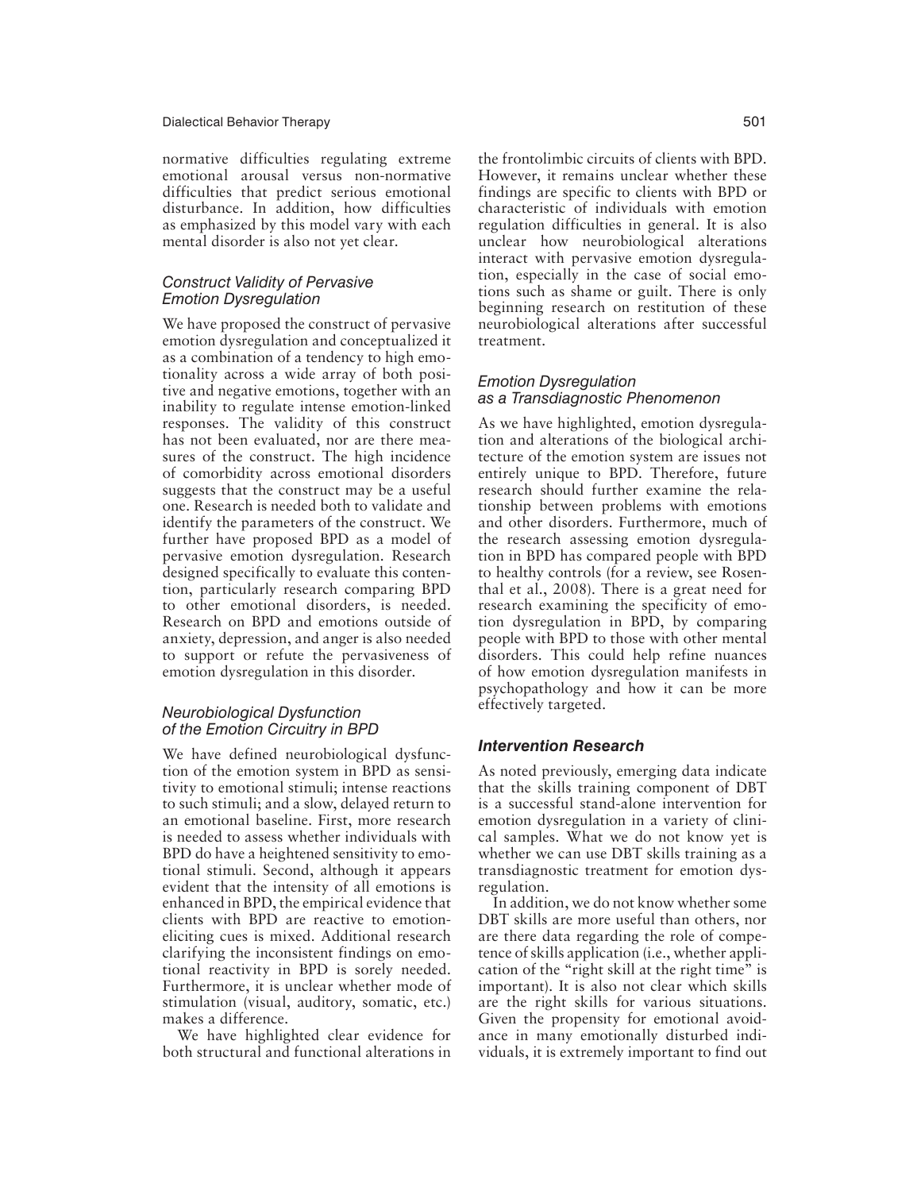normative difficulties regulating extreme emotional arousal versus non-normative difficulties that predict serious emotional disturbance. In addition, how difficulties as emphasized by this model vary with each mental disorder is also not yet clear.

### *Construct Validity of Pervasive Emotion Dysregulation*

We have proposed the construct of pervasive emotion dysregulation and conceptualized it as a combination of a tendency to high emotionality across a wide array of both positive and negative emotions, together with an inability to regulate intense emotion-linked responses. The validity of this construct has not been evaluated, nor are there measures of the construct. The high incidence of comorbidity across emotional disorders suggests that the construct may be a useful one. Research is needed both to validate and identify the parameters of the construct. We further have proposed BPD as a model of pervasive emotion dysregulation. Research designed specifically to evaluate this contention, particularly research comparing BPD to other emotional disorders, is needed. Research on BPD and emotions outside of anxiety, depression, and anger is also needed to support or refute the pervasiveness of emotion dysregulation in this disorder.

### *Neurobiological Dysfunction of the Emotion Circuitry in BPD*

We have defined neurobiological dysfunction of the emotion system in BPD as sensitivity to emotional stimuli; intense reactions to such stimuli; and a slow, delayed return to an emotional baseline. First, more research is needed to assess whether individuals with BPD do have a heightened sensitivity to emotional stimuli. Second, although it appears evident that the intensity of all emotions is enhanced in BPD, the empirical evidence that clients with BPD are reactive to emotion-eliciting cues is mixed. Additional research clarifying the inconsistent findings on emotional reactivity in BPD is sorely needed. Furthermore, it is unclear whether mode of stimulation (visual, auditory, somatic, etc.) makes a difference.

We have highlighted clear evidence for both structural and functional alterations in the frontolimbic circuits of clients with BPD. However, it remains unclear whether these findings are specific to clients with BPD or characteristic of individuals with emotion regulation difficulties in general. It is also unclear how neurobiological alterations interact with pervasive emotion dysregulation, especially in the case of social emotions such as shame or guilt. There is only beginning research on restitution of these neurobiological alterations after successful treatment.

### *Emotion Dysregulation as a Transdiagnostic Phenomenon*

As we have highlighted, emotion dysregulation and alterations of the biological architecture of the emotion system are issues not entirely unique to BPD. Therefore, future research should further examine the relationship between problems with emotions and other disorders. Furthermore, much of the research assessing emotion dysregulation in BPD has compared people with BPD to healthy controls (for a review, see Rosenthal et al., 2008). There is a great need for research examining the specificity of emotion dysregulation in BPD, by comparing people with BPD to those with other mental disorders. This could help refine nuances of how emotion dysregulation manifests in psychopathology and how it can be more effectively targeted.

## ***Intervention Research***

As noted previously, emerging data indicate that the skills training component of DBT is a successful stand-alone intervention for emotion dysregulation in a variety of clinical samples. What we do not know yet is whether we can use DBT skills training as a transdiagnostic treatment for emotion dysregulation.

In addition, we do not know whether some DBT skills are more useful than others, nor are there data regarding the role of competence of skills application (i.e., whether application of the "right skill at the right time" is important). It is also not clear which skills are the right skills for various situations. Given the propensity for emotional avoidance in many emotionally disturbed individuals, it is extremely important to find out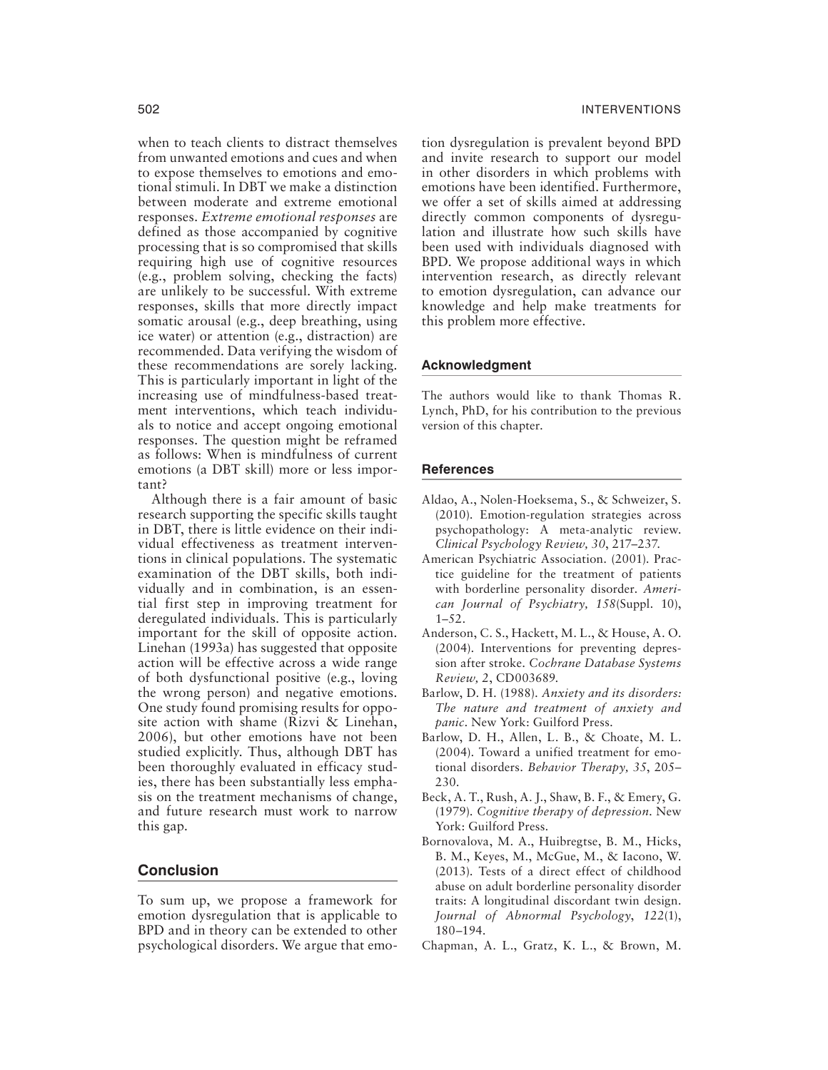when to teach clients to distract themselves from unwanted emotions and cues and when to expose themselves to emotions and emotional stimuli. In DBT we make a distinction between moderate and extreme emotional responses. *Extreme emotional responses* are defined as those accompanied by cognitive processing that is so compromised that skills requiring high use of cognitive resources (e.g., problem solving, checking the facts) are unlikely to be successful. With extreme responses, skills that more directly impact somatic arousal (e.g., deep breathing, using ice water) or attention (e.g., distraction) are recommended. Data verifying the wisdom of these recommendations are sorely lacking. This is particularly important in light of the increasing use of mindfulness-based treatment interventions, which teach individuals to notice and accept ongoing emotional responses. The question might be reframed as follows: When is mindfulness of current emotions (a DBT skill) more or less important?

Although there is a fair amount of basic research supporting the specific skills taught in DBT, there is little evidence on their individual effectiveness as treatment interventions in clinical populations. The systematic examination of the DBT skills, both individually and in combination, is an essential first step in improving treatment for deregulated individuals. This is particularly important for the skill of opposite action. Linehan (1993a) has suggested that opposite action will be effective across a wide range of both dysfunctional positive (e.g., loving the wrong person) and negative emotions. One study found promising results for opposite action with shame (Rizvi & Linehan, 2006), but other emotions have not been studied explicitly. Thus, although DBT has been thoroughly evaluated in efficacy studies, there has been substantially less emphasis on the treatment mechanisms of change, and future research must work to narrow this gap.

## Conclusion

To sum up, we propose a framework for emotion dysregulation that is applicable to BPD and in theory can be extended to other psychological disorders. We argue that emotion dysregulation is prevalent beyond BPD and invite research to support our model in other disorders in which problems with emotions have been identified. Furthermore, we offer a set of skills aimed at addressing directly common components of dysregulation and illustrate how such skills have been used with individuals diagnosed with BPD. We propose additional ways in which intervention research, as directly relevant to emotion dysregulation, can advance our knowledge and help make treatments for this problem more effective.

## Acknowledgment

The authors would like to thank Thomas R. Lynch, PhD, for his contribution to the previous version of this chapter.

## References

Aldao, A., Nolen-Hoeksema, S., & Schweizer, S. (2010). Emotion-regulation strategies across psychopathology: A meta-analytic review. *Clinical Psychology Review, 30*, 217–237.

American Psychiatric Association. (2001). Practice guideline for the treatment of patients with borderline personality disorder. *American Journal of Psychiatry, 158*(Suppl. 10), 1–52.

Anderson, C. S., Hackett, M. L., & House, A. O. (2004). Interventions for preventing depression after stroke. *Cochrane Database Systems Review, 2*, CD003689.

Barlow, D. H. (1988). *Anxiety and its disorders: The nature and treatment of anxiety and panic*. New York: Guilford Press.

Barlow, D. H., Allen, L. B., & Choate, M. L. (2004). Toward a unified treatment for emotional disorders. *Behavior Therapy, 35*, 205–230.

Beck, A. T., Rush, A. J., Shaw, B. F., & Emery, G. (1979). *Cognitive therapy of depression*. New York: Guilford Press.

Bornovalova, M. A., Huibregtse, B. M., Hicks, B. M., Keyes, M., McGue, M., & Iacono, W. (2013). Tests of a direct effect of childhood abuse on adult borderline personality disorder traits: A longitudinal discordant twin design. *Journal of Abnormal Psychology*, *122*(1), 180–194.

Chapman, A. L., Gratz, K. L., & Brown, M.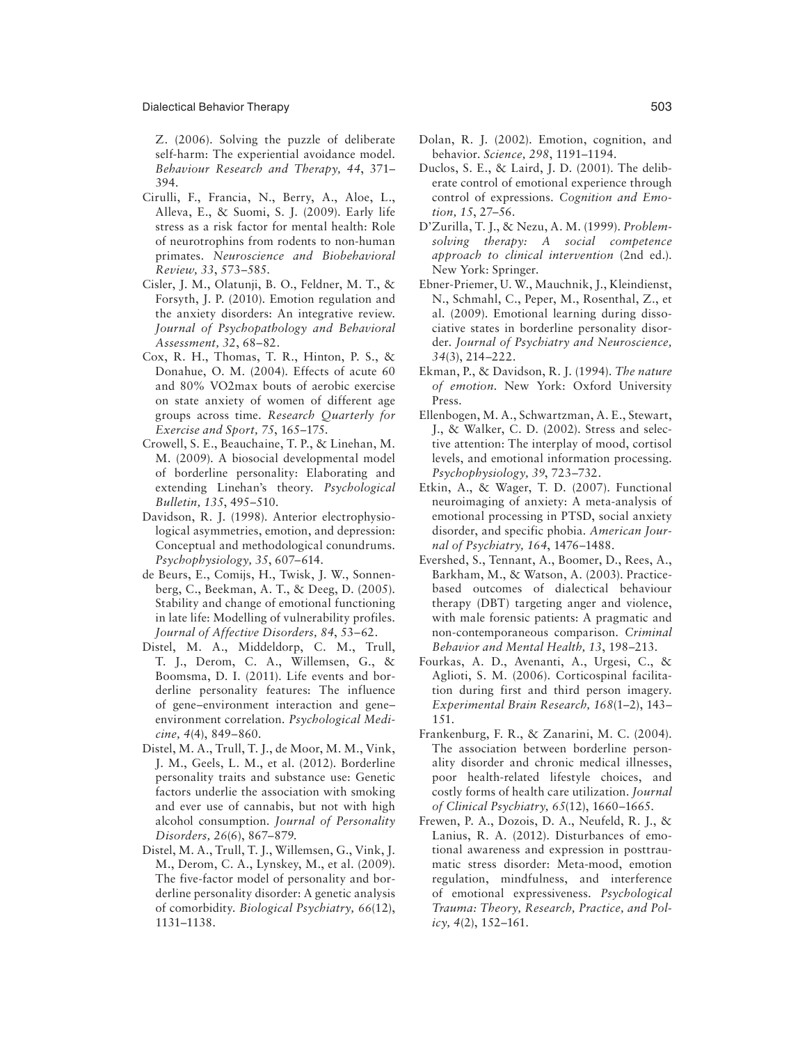Z. (2006). Solving the puzzle of deliberate self-harm: The experiential avoidance model. *Behaviour Research and Therapy, 44*, 371–394.

Cirulli, F., Francia, N., Berry, A., Aloe, L., Alleva, E., & Suomi, S. J. (2009). Early life stress as a risk factor for mental health: Role of neurotrophins from rodents to non-human primates. *Neuroscience and Biobehavioral Review, 33*, 573–585.

Cisler, J. M., Olatunji, B. O., Feldner, M. T., & Forsyth, J. P. (2010). Emotion regulation and the anxiety disorders: An integrative review. *Journal of Psychopathology and Behavioral Assessment, 32*, 68–82.

Cox, R. H., Thomas, T. R., Hinton, P. S., & Donahue, O. M. (2004). Effects of acute 60 and 80% VO2max bouts of aerobic exercise on state anxiety of women of different age groups across time. *Research Quarterly for Exercise and Sport, 75*, 165–175.

Crowell, S. E., Beauchaine, T. P., & Linehan, M. M. (2009). A biosocial developmental model of borderline personality: Elaborating and extending Linehan's theory. *Psychological Bulletin, 135*, 495–510.

Davidson, R. J. (1998). Anterior electrophysiological asymmetries, emotion, and depression: Conceptual and methodological conundrums. *Psychophysiology, 35*, 607–614.

de Beurs, E., Comijs, H., Twisk, J. W., Sonnenberg, C., Beekman, A. T., & Deeg, D. (2005). Stability and change of emotional functioning in late life: Modelling of vulnerability profiles. *Journal of Affective Disorders, 84*, 53–62.

Distel, M. A., Middeldorp, C. M., Trull, T. J., Derom, C. A., Willemsen, G., & Boomsma, D. I. (2011). Life events and borderline personality features: The influence of gene–environment interaction and gene–environment correlation. *Psychological Medicine, 4*(4), 849–860.

Distel, M. A., Trull, T. J., de Moor, M. M., Vink, J. M., Geels, L. M., et al. (2012). Borderline personality traits and substance use: Genetic factors underlie the association with smoking and ever use of cannabis, but not with high alcohol consumption. *Journal of Personality Disorders, 26*(6), 867–879.

Distel, M. A., Trull, T. J., Willemsen, G., Vink, J. M., Derom, C. A., Lynskey, M., et al. (2009). The five-factor model of personality and borderline personality disorder: A genetic analysis of comorbidity. *Biological Psychiatry, 66*(12), 1131–1138.

Dolan, R. J. (2002). Emotion, cognition, and behavior. *Science, 298*, 1191–1194.

Duclos, S. E., & Laird, J. D. (2001). The deliberate control of emotional experience through control of expressions. *Cognition and Emotion, 15*, 27–56.

D'Zurilla, T. J., & Nezu, A. M. (1999). *Problem-solving therapy: A social competence approach to clinical intervention* (2nd ed.). New York: Springer.

Ebner-Priemer, U. W., Mauchnik, J., Kleindienst, N., Schmahl, C., Peper, M., Rosenthal, Z., et al. (2009). Emotional learning during dissociative states in borderline personality disorder. *Journal of Psychiatry and Neuroscience, 34*(3), 214–222.

Ekman, P., & Davidson, R. J. (1994). *The nature of emotion*. New York: Oxford University Press.

Ellenbogen, M. A., Schwartzman, A. E., Stewart, J., & Walker, C. D. (2002). Stress and selective attention: The interplay of mood, cortisol levels, and emotional information processing. *Psychophysiology, 39*, 723–732.

Etkin, A., & Wager, T. D. (2007). Functional neuroimaging of anxiety: A meta-analysis of emotional processing in PTSD, social anxiety disorder, and specific phobia. *American Journal of Psychiatry, 164*, 1476–1488.

Evershed, S., Tennant, A., Boomer, D., Rees, A., Barkham, M., & Watson, A. (2003). Practice-based outcomes of dialectical behaviour therapy (DBT) targeting anger and violence, with male forensic patients: A pragmatic and non-contemporaneous comparison. *Criminal Behavior and Mental Health, 13*, 198–213.

Fourkas, A. D., Avenanti, A., Urgesi, C., & Aglioti, S. M. (2006). Corticospinal facilitation during first and third person imagery. *Experimental Brain Research, 168*(1–2), 143–151.

Frankenburg, F. R., & Zanarini, M. C. (2004). The association between borderline personality disorder and chronic medical illnesses, poor health-related lifestyle choices, and costly forms of health care utilization. *Journal of Clinical Psychiatry, 65*(12), 1660–1665.

Frewen, P. A., Dozois, D. A., Neufeld, R. J., & Lanius, R. A. (2012). Disturbances of emotional awareness and expression in posttraumatic stress disorder: Meta-mood, emotion regulation, mindfulness, and interference of emotional expressiveness. *Psychological Trauma: Theory, Research, Practice, and Policy, 4*(2), 152–161.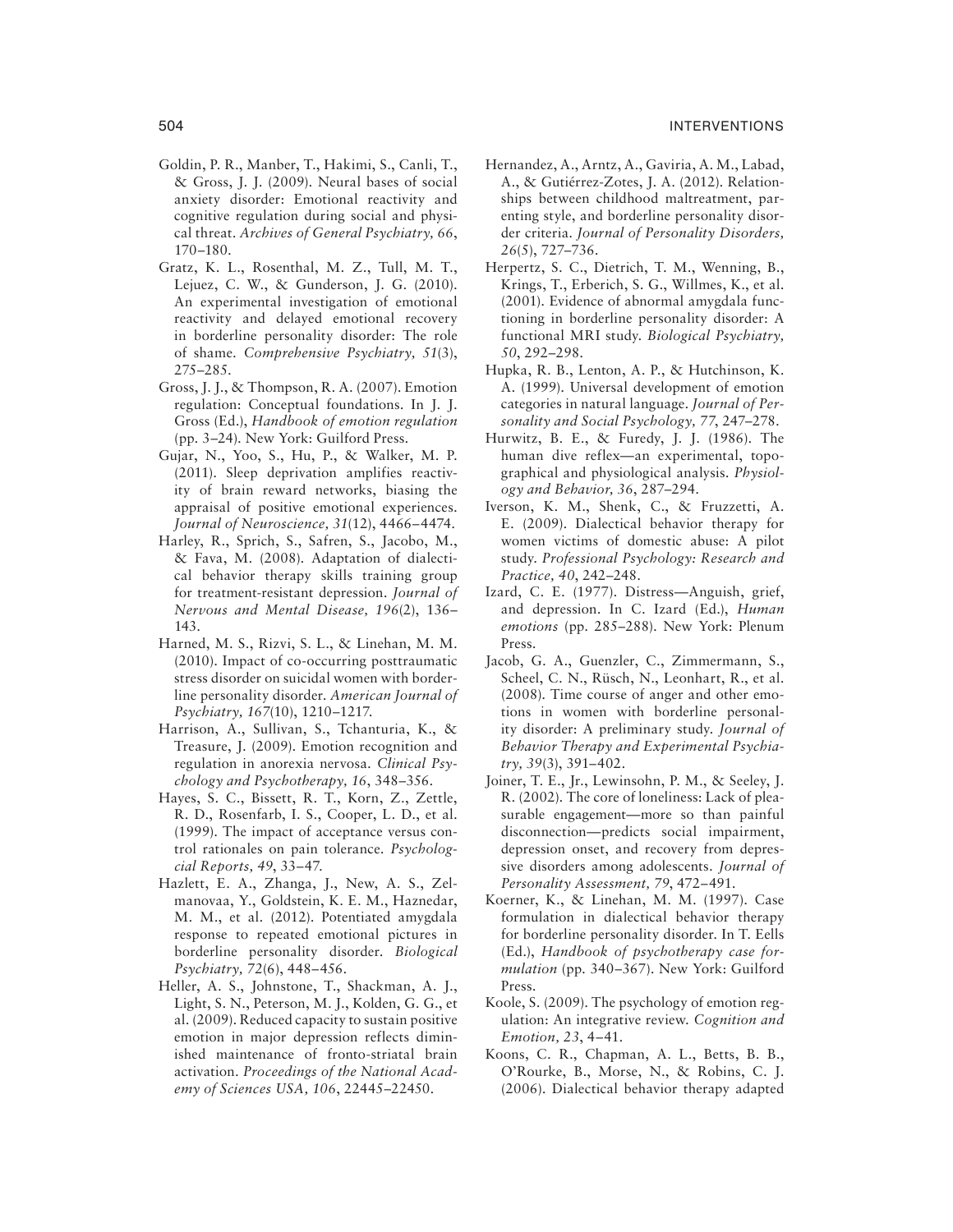Goldin, P. R., Manber, T., Hakimi, S., Canli, T., & Gross, J. J. (2009). Neural bases of social anxiety disorder: Emotional reactivity and cognitive regulation during social and physical threat. *Archives of General Psychiatry, 66*, 170–180.

Gratz, K. L., Rosenthal, M. Z., Tull, M. T., Lejuez, C. W., & Gunderson, J. G. (2010). An experimental investigation of emotional reactivity and delayed emotional recovery in borderline personality disorder: The role of shame. *Comprehensive Psychiatry, 51*(3), 275–285.

Gross, J. J., & Thompson, R. A. (2007). Emotion regulation: Conceptual foundations. In J. J. Gross (Ed.), *Handbook of emotion regulation* (pp. 3–24). New York: Guilford Press.

Gujar, N., Yoo, S., Hu, P., & Walker, M. P. (2011). Sleep deprivation amplifies reactivity of brain reward networks, biasing the appraisal of positive emotional experiences. *Journal of Neuroscience, 31*(12), 4466–4474.

Harley, R., Sprich, S., Safren, S., Jacobo, M., & Fava, M. (2008). Adaptation of dialectical behavior therapy skills training group for treatment-resistant depression. *Journal of Nervous and Mental Disease, 196*(2), 136–143.

Harned, M. S., Rizvi, S. L., & Linehan, M. M. (2010). Impact of co-occurring posttraumatic stress disorder on suicidal women with borderline personality disorder. *American Journal of Psychiatry, 167*(10), 1210–1217.

Harrison, A., Sullivan, S., Tchanturia, K., & Treasure, J. (2009). Emotion recognition and regulation in anorexia nervosa. *Clinical Psychology and Psychotherapy, 16*, 348–356.

Hayes, S. C., Bissett, R. T., Korn, Z., Zettle, R. D., Rosenfarb, I. S., Cooper, L. D., et al. (1999). The impact of acceptance versus control rationales on pain tolerance. *Psychological Reports, 49*, 33–47.

Hazlett, E. A., Zhanga, J., New, A. S., Zelmanovaa, Y., Goldstein, K. E. M., Haznedar, M. M., et al. (2012). Potentiated amygdala response to repeated emotional pictures in borderline personality disorder. *Biological Psychiatry, 72*(6), 448–456.

Heller, A. S., Johnstone, T., Shackman, A. J., Light, S. N., Peterson, M. J., Kolden, G. G., et al. (2009). Reduced capacity to sustain positive emotion in major depression reflects diminished maintenance of fronto-striatal brain activation. *Proceedings of the National Academy of Sciences USA, 106*, 22445–22450.

Hernandez, A., Arntz, A., Gaviria, A. M., Labad, A., & Gutiérrez-Zotes, J. A. (2012). Relationships between childhood maltreatment, parenting style, and borderline personality disorder criteria. *Journal of Personality Disorders, 26*(5), 727–736.

Herpertz, S. C., Dietrich, T. M., Wenning, B., Krings, T., Erberich, S. G., Willmes, K., et al. (2001). Evidence of abnormal amygdala functioning in borderline personality disorder: A functional MRI study. *Biological Psychiatry, 50*, 292–298.

Hupka, R. B., Lenton, A. P., & Hutchinson, K. A. (1999). Universal development of emotion categories in natural language. *Journal of Personality and Social Psychology, 77*, 247–278.

Hurwitz, B. E., & Furedy, J. J. (1986). The human dive reflex—an experimental, topographical and physiological analysis. *Physiology and Behavior, 36*, 287–294.

Iverson, K. M., Shenk, C., & Fruzzetti, A. E. (2009). Dialectical behavior therapy for women victims of domestic abuse: A pilot study. *Professional Psychology: Research and Practice, 40*, 242–248.

Izard, C. E. (1977). Distress—Anguish, grief, and depression. In C. Izard (Ed.), *Human emotions* (pp. 285–288). New York: Plenum Press.

Jacob, G. A., Guenzler, C., Zimmermann, S., Scheel, C. N., Rüsch, N., Leonhart, R., et al. (2008). Time course of anger and other emotions in women with borderline personality disorder: A preliminary study. *Journal of Behavior Therapy and Experimental Psychiatry, 39*(3), 391–402.

Joiner, T. E., Jr., Lewinsohn, P. M., & Seeley, J. R. (2002). The core of loneliness: Lack of pleasurable engagement—more so than painful disconnection—predicts social impairment, depression onset, and recovery from depressive disorders among adolescents. *Journal of Personality Assessment, 79*, 472–491.

Koerner, K., & Linehan, M. M. (1997). Case formulation in dialectical behavior therapy for borderline personality disorder. In T. Eells (Ed.), *Handbook of psychotherapy case formulation* (pp. 340–367). New York: Guilford Press.

Koole, S. (2009). The psychology of emotion regulation: An integrative review. *Cognition and Emotion, 23*, 4–41.

Koons, C. R., Chapman, A. L., Betts, B. B., O'Rourke, B., Morse, N., & Robins, C. J. (2006). Dialectical behavior therapy adapted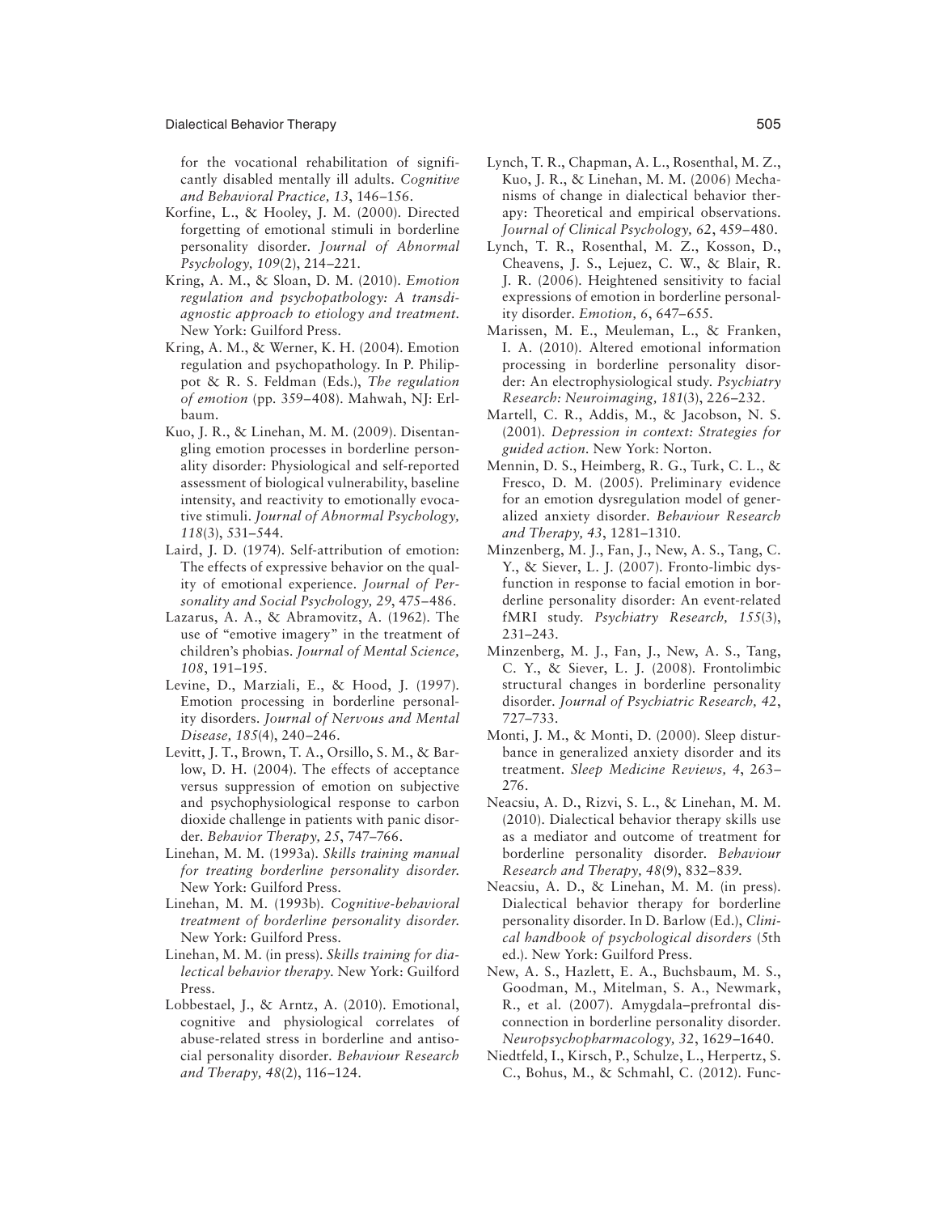for the vocational rehabilitation of significantly disabled mentally ill adults. *Cognitive and Behavioral Practice, 13*, 146–156.

Korfine, L., & Hooley, J. M. (2000). Directed forgetting of emotional stimuli in borderline personality disorder. *Journal of Abnormal Psychology, 109*(2), 214–221.

Kring, A. M., & Sloan, D. M. (2010). *Emotion regulation and psychopathology: A transdiagnostic approach to etiology and treatment*. New York: Guilford Press.

Kring, A. M., & Werner, K. H. (2004). Emotion regulation and psychopathology. In P. Philippot & R. S. Feldman (Eds.), *The regulation of emotion* (pp. 359–408). Mahwah, NJ: Erlbaum.

Kuo, J. R., & Linehan, M. M. (2009). Disentangling emotion processes in borderline personality disorder: Physiological and self-reported assessment of biological vulnerability, baseline intensity, and reactivity to emotionally evocative stimuli. *Journal of Abnormal Psychology, 118*(3), 531–544.

Laird, J. D. (1974). Self-attribution of emotion: The effects of expressive behavior on the quality of emotional experience. *Journal of Personality and Social Psychology, 29*, 475–486.

Lazarus, A. A., & Abramovitz, A. (1962). The use of "emotive imagery" in the treatment of children's phobias. *Journal of Mental Science, 108*, 191–195.

Levine, D., Marziali, E., & Hood, J. (1997). Emotion processing in borderline personality disorders. *Journal of Nervous and Mental Disease, 185*(4), 240–246.

Levitt, J. T., Brown, T. A., Orsillo, S. M., & Barlow, D. H. (2004). The effects of acceptance versus suppression of emotion on subjective and psychophysiological response to carbon dioxide challenge in patients with panic disorder. *Behavior Therapy, 25*, 747–766.

Linehan, M. M. (1993a). *Skills training manual for treating borderline personality disorder*. New York: Guilford Press.

Linehan, M. M. (1993b). *Cognitive-behavioral treatment of borderline personality disorder*. New York: Guilford Press.

Linehan, M. M. (in press). *Skills training for dialectical behavior therapy*. New York: Guilford Press.

Lobbestael, J., & Arntz, A. (2010). Emotional, cognitive and physiological correlates of abuse-related stress in borderline and antisocial personality disorder. *Behaviour Research and Therapy, 48*(2), 116–124.

Lynch, T. R., Chapman, A. L., Rosenthal, M. Z., Kuo, J. R., & Linehan, M. M. (2006) Mechanisms of change in dialectical behavior therapy: Theoretical and empirical observations. *Journal of Clinical Psychology, 62*, 459–480.

Lynch, T. R., Rosenthal, M. Z., Kosson, D., Cheavens, J. S., Lejuez, C. W., & Blair, R. J. R. (2006). Heightened sensitivity to facial expressions of emotion in borderline personality disorder. *Emotion, 6*, 647–655.

Marissen, M. E., Meuleman, L., & Franken, I. A. (2010). Altered emotional information processing in borderline personality disorder: An electrophysiological study. *Psychiatry Research: Neuroimaging, 181*(3), 226–232.

Martell, C. R., Addis, M., & Jacobson, N. S. (2001). *Depression in context: Strategies for guided action*. New York: Norton.

Mennin, D. S., Heimberg, R. G., Turk, C. L., & Fresco, D. M. (2005). Preliminary evidence for an emotion dysregulation model of generalized anxiety disorder. *Behaviour Research and Therapy, 43*, 1281–1310.

Minzenberg, M. J., Fan, J., New, A. S., Tang, C. Y., & Siever, L. J. (2007). Fronto-limbic dysfunction in response to facial emotion in borderline personality disorder: An event-related fMRI study. *Psychiatry Research, 155*(3), 231–243.

Minzenberg, M. J., Fan, J., New, A. S., Tang, C. Y., & Siever, L. J. (2008). Frontolimbic structural changes in borderline personality disorder. *Journal of Psychiatric Research, 42*, 727–733.

Monti, J. M., & Monti, D. (2000). Sleep disturbance in generalized anxiety disorder and its treatment. *Sleep Medicine Reviews, 4*, 263–276.

Neacsiu, A. D., Rizvi, S. L., & Linehan, M. M. (2010). Dialectical behavior therapy skills use as a mediator and outcome of treatment for borderline personality disorder. *Behaviour Research and Therapy, 48*(9), 832–839.

Neacsiu, A. D., & Linehan, M. M. (in press). Dialectical behavior therapy for borderline personality disorder. In D. Barlow (Ed.), *Clinical handbook of psychological disorders* (5th ed.). New York: Guilford Press.

New, A. S., Hazlett, E. A., Buchsbaum, M. S., Goodman, M., Mitelman, S. A., Newmark, R., et al. (2007). Amygdala–prefrontal disconnection in borderline personality disorder. *Neuropsychopharmacology, 32*, 1629–1640.

Niedtfeld, I., Kirsch, P., Schulze, L., Herpertz, S. C., Bohus, M., & Schmahl, C. (2012). Func-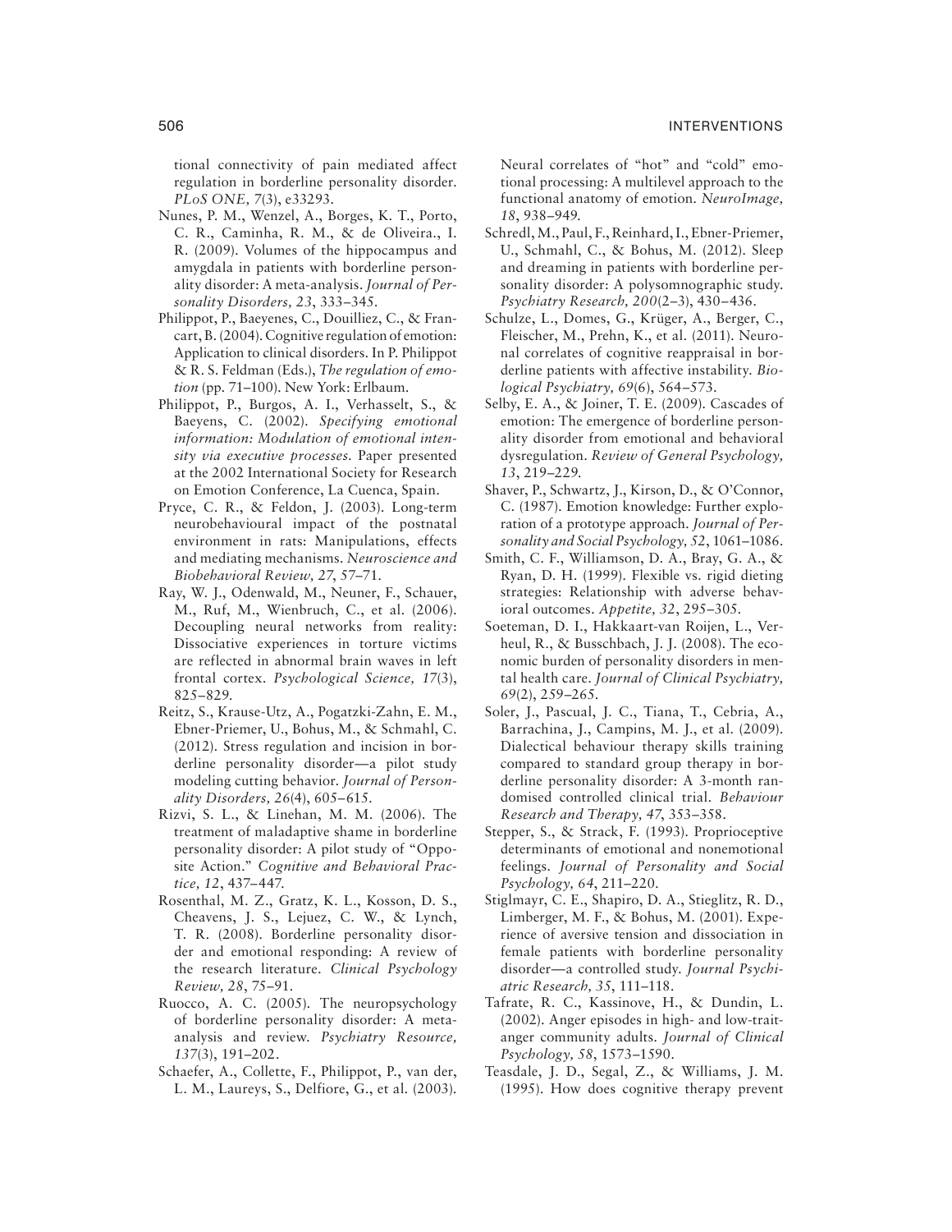tional connectivity of pain mediated affect regulation in borderline personality disorder. *PLoS ONE, 7*(3), e33293.

Nunes, P. M., Wenzel, A., Borges, K. T., Porto, C. R., Caminha, R. M., & de Oliveira., I. R. (2009). Volumes of the hippocampus and amygdala in patients with borderline personality disorder: A meta-analysis. *Journal of Personality Disorders, 23*, 333–345.

Philippot, P., Baeyenes, C., Douilliez, C., & Francart, B. (2004). Cognitive regulation of emotion: Application to clinical disorders. In P. Philippot & R. S. Feldman (Eds.), *The regulation of emotion* (pp. 71–100). New York: Erlbaum.

Philippot, P., Burgos, A. I., Verhasselt, S., & Baeyens, C. (2002). *Specifying emotional information: Modulation of emotional intensity via executive processes.* Paper presented at the 2002 International Society for Research on Emotion Conference, La Cuenca, Spain.

Pryce, C. R., & Feldon, J. (2003). Long-term neurobehavioural impact of the postnatal environment in rats: Manipulations, effects and mediating mechanisms. *Neuroscience and Biobehavioral Review, 27*, 57–71.

Ray, W. J., Odenwald, M., Neuner, F., Schauer, M., Ruf, M., Wienbruch, C., et al. (2006). Decoupling neural networks from reality: Dissociative experiences in torture victims are reflected in abnormal brain waves in left frontal cortex. *Psychological Science, 17*(3), 825–829.

Reitz, S., Krause-Utz, A., Pogatzki-Zahn, E. M., Ebner-Priemer, U., Bohus, M., & Schmahl, C. (2012). Stress regulation and incision in borderline personality disorder—a pilot study modeling cutting behavior. *Journal of Personality Disorders, 26*(4), 605–615.

Rizvi, S. L., & Linehan, M. M. (2006). The treatment of maladaptive shame in borderline personality disorder: A pilot study of "Opposite Action." *Cognitive and Behavioral Practice, 12*, 437–447.

Rosenthal, M. Z., Gratz, K. L., Kosson, D. S., Cheavens, J. S., Lejuez, C. W., & Lynch, T. R. (2008). Borderline personality disorder and emotional responding: A review of the research literature. *Clinical Psychology Review, 28*, 75–91.

Ruocco, A. C. (2005). The neuropsychology of borderline personality disorder: A meta-analysis and review. *Psychiatry Resource, 137*(3), 191–202.

Schaefer, A., Collette, F., Philippot, P., van der, L. M., Laureys, S., Delfiore, G., et al. (2003). Neural correlates of "hot" and "cold" emotional processing: A multilevel approach to the functional anatomy of emotion. *NeuroImage, 18*, 938–949.

Schredl, M., Paul, F., Reinhard, I., Ebner-Priemer, U., Schmahl, C., & Bohus, M. (2012). Sleep and dreaming in patients with borderline personality disorder: A polysomnographic study. *Psychiatry Research, 200*(2–3), 430–436.

Schulze, L., Domes, G., Krüger, A., Berger, C., Fleischer, M., Prehn, K., et al. (2011). Neuronal correlates of cognitive reappraisal in borderline patients with affective instability. *Biological Psychiatry, 69*(6), 564–573.

Selby, E. A., & Joiner, T. E. (2009). Cascades of emotion: The emergence of borderline personality disorder from emotional and behavioral dysregulation. *Review of General Psychology, 13*, 219–229.

Shaver, P., Schwartz, J., Kirson, D., & O'Connor, C. (1987). Emotion knowledge: Further exploration of a prototype approach. *Journal of Personality and Social Psychology, 52*, 1061–1086.

Smith, C. F., Williamson, D. A., Bray, G. A., & Ryan, D. H. (1999). Flexible vs. rigid dieting strategies: Relationship with adverse behavioral outcomes. *Appetite, 32*, 295–305.

Soeteman, D. I., Hakkaart-van Roijen, L., Verheul, R., & Busschbach, J. J. (2008). The economic burden of personality disorders in mental health care. *Journal of Clinical Psychiatry, 69*(2), 259–265.

Soler, J., Pascual, J. C., Tiana, T., Cebria, A., Barrachina, J., Campins, M. J., et al. (2009). Dialectical behaviour therapy skills training compared to standard group therapy in borderline personality disorder: A 3-month randomised controlled clinical trial. *Behaviour Research and Therapy, 47*, 353–358.

Stepper, S., & Strack, F. (1993). Proprioceptive determinants of emotional and nonemotional feelings. *Journal of Personality and Social Psychology, 64*, 211–220.

Stiglmayr, C. E., Shapiro, D. A., Stieglitz, R. D., Limberger, M. F., & Bohus, M. (2001). Experience of aversive tension and dissociation in female patients with borderline personality disorder—a controlled study. *Journal Psychiatric Research, 35*, 111–118.

Tafrate, R. C., Kassinove, H., & Dundin, L. (2002). Anger episodes in high- and low-trait-anger community adults. *Journal of Clinical Psychology, 58*, 1573–1590.

Teasdale, J. D., Segal, Z., & Williams, J. M. (1995). How does cognitive therapy prevent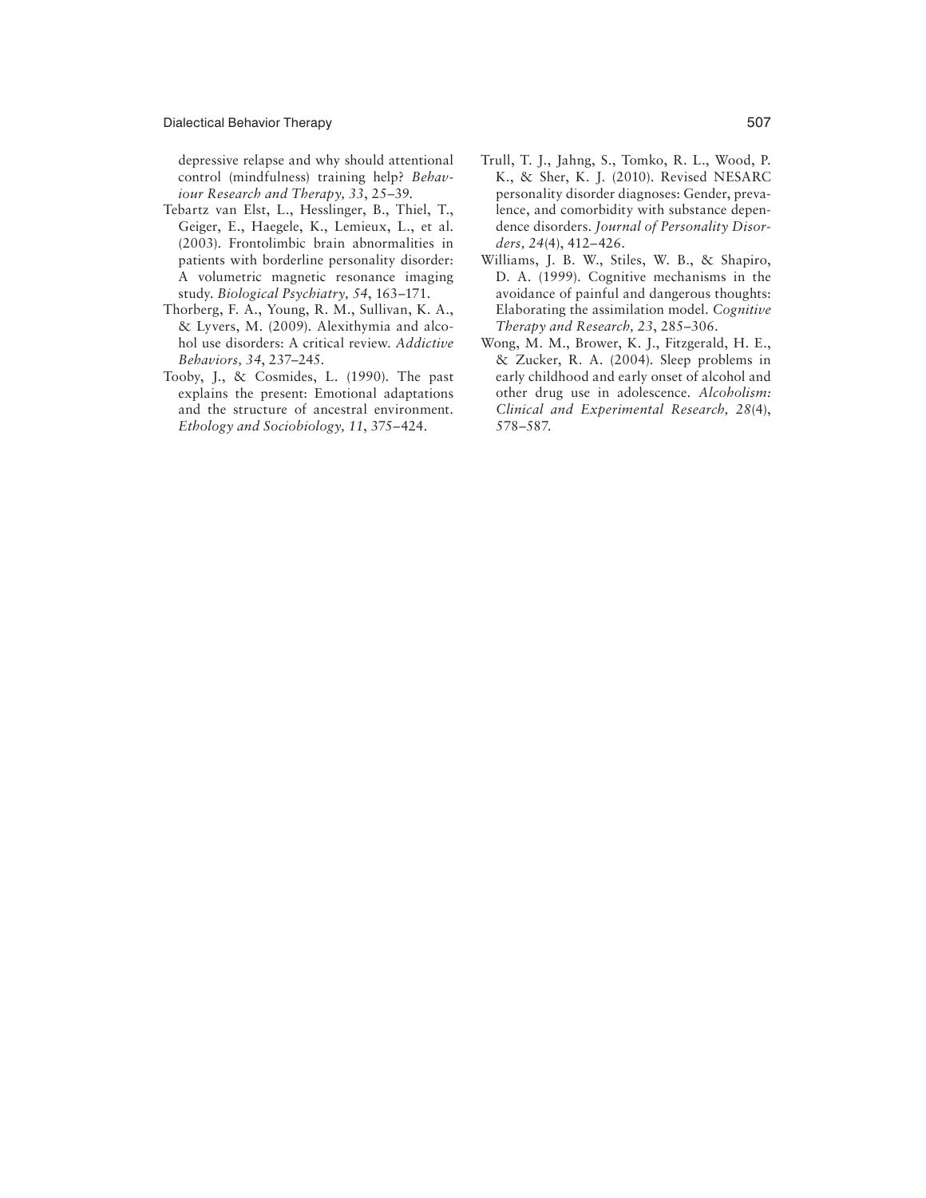depressive relapse and why should attentional control (mindfulness) training help? *Behaviour Research and Therapy, 33*, 25–39.

Tebartz van Elst, L., Hesslinger, B., Thiel, T., Geiger, E., Haegele, K., Lemieux, L., et al. (2003). Frontolimbic brain abnormalities in patients with borderline personality disorder: A volumetric magnetic resonance imaging study. *Biological Psychiatry, 54*, 163–171.

Thorberg, F. A., Young, R. M., Sullivan, K. A., & Lyvers, M. (2009). Alexithymia and alcohol use disorders: A critical review. *Addictive Behaviors, 34*, 237–245.

Tooby, J., & Cosmides, L. (1990). The past explains the present: Emotional adaptations and the structure of ancestral environment. *Ethology and Sociobiology, 11*, 375–424.

Trull, T. J., Jahng, S., Tomko, R. L., Wood, P. K., & Sher, K. J. (2010). Revised NESARC personality disorder diagnoses: Gender, prevalence, and comorbidity with substance dependence disorders. *Journal of Personality Disorders, 24*(4), 412–426.

Williams, J. B. W., Stiles, W. B., & Shapiro, D. A. (1999). Cognitive mechanisms in the avoidance of painful and dangerous thoughts: Elaborating the assimilation model. *Cognitive Therapy and Research, 23*, 285–306.

Wong, M. M., Brower, K. J., Fitzgerald, H. E., & Zucker, R. A. (2004). Sleep problems in early childhood and early onset of alcohol and other drug use in adolescence. *Alcoholism: Clinical and Experimental Research, 28*(4), 578–587.